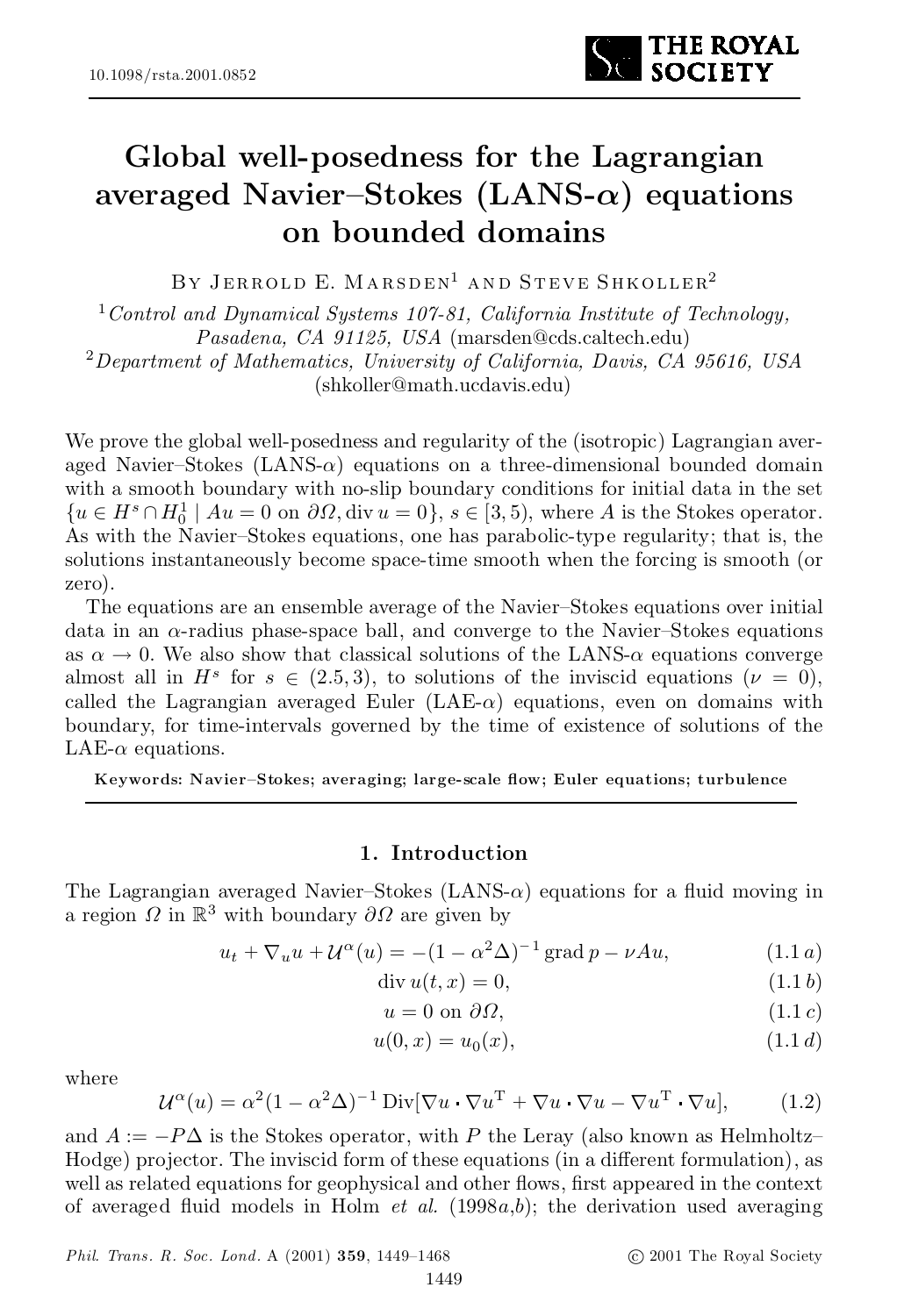# Global well-posedness for the Lagrangian averaged Navier–Stokes (LANS-$\alpha$) equations on bounded domains

By Jerrold E. Marsden[1] and Steve Shkoller[2]

[1] *Control and Dynamical Systems 107-81, California Institute of Technology, Pasadena, CA 91125, USA* (marsden@cds.caltech.edu)

[2] *Department of Mathematics, University of California, Davis, CA 95616, USA* (shkoller@math.ucdavis.edu)

We prove the global well-posedness and regularity of the (isotropic) Lagrangian averaged Navier–Stokes (LANS-$\alpha$) equations on a three-dimensional bounded domain with a smooth boundary with no-slip boundary conditions for initial data in the set $\{u \in H^s \cap H^1_0 \mid Au = 0 \text{ on } \partial\Omega, \operatorname{div} u = 0\}$, $s \in [3, 5)$, where $A$ is the Stokes operator. As with the Navier–Stokes equations, one has parabolic-type regularity; that is, the solutions instantaneously become space-time smooth when the forcing is smooth (or zero).

The equations are an ensemble average of the Navier–Stokes equations over initial data in an $\alpha$-radius phase-space ball, and converge to the Navier–Stokes equations as $\alpha \to 0$. We also show that classical solutions of the LANS-$\alpha$ equations converge almost all in $H^s$ for $s \in (2.5, 3)$, to solutions of the inviscid equations ($\nu = 0$), called the Lagrangian averaged Euler (LAE-$\alpha$) equations, even on domains with boundary, for time-intervals governed by the time of existence of solutions of the LAE-$\alpha$ equations.

**Keywords: Navier–Stokes; averaging; large-scale flow; Euler equations; turbulence**

## 1. Introduction

The Lagrangian averaged Navier–Stokes (LANS-$\alpha$) equations for a fluid moving in a region $\Omega$ in $\mathbb{R}^3$ with boundary $\partial\Omega$ are given by

$$u_t + \nabla_u u + \mathcal{U}^\alpha(u) = -(1-\alpha^2\Delta)^{-1} \operatorname{grad} p - \nu A u, \tag{1.1 a}$$

$$\operatorname{div} u(t, x) = 0, \tag{1.1 b}$$

$$u = 0 \text{ on } \partial\Omega, \tag{1.1 c}$$

$$u(0, x) = u_0(x), \tag{1.1 d}$$

where

$$\mathcal{U}^\alpha(u) = \alpha^2(1-\alpha^2\Delta)^{-1} \operatorname{Div}[\nabla u \cdot \nabla u^{\mathrm{T}} + \nabla u \cdot \nabla u - \nabla u^{\mathrm{T}} \cdot \nabla u], \tag{1.2}$$

and $A := -P\Delta$ is the Stokes operator, with $P$ the Leray (also known as Helmholtz–Hodge) projector. The inviscid form of these equations (in a different formulation), as well as related equations for geophysical and other flows, first appeared in the context of averaged fluid models in Holm *et al.* (1998*a*,*b*); the derivation used averaging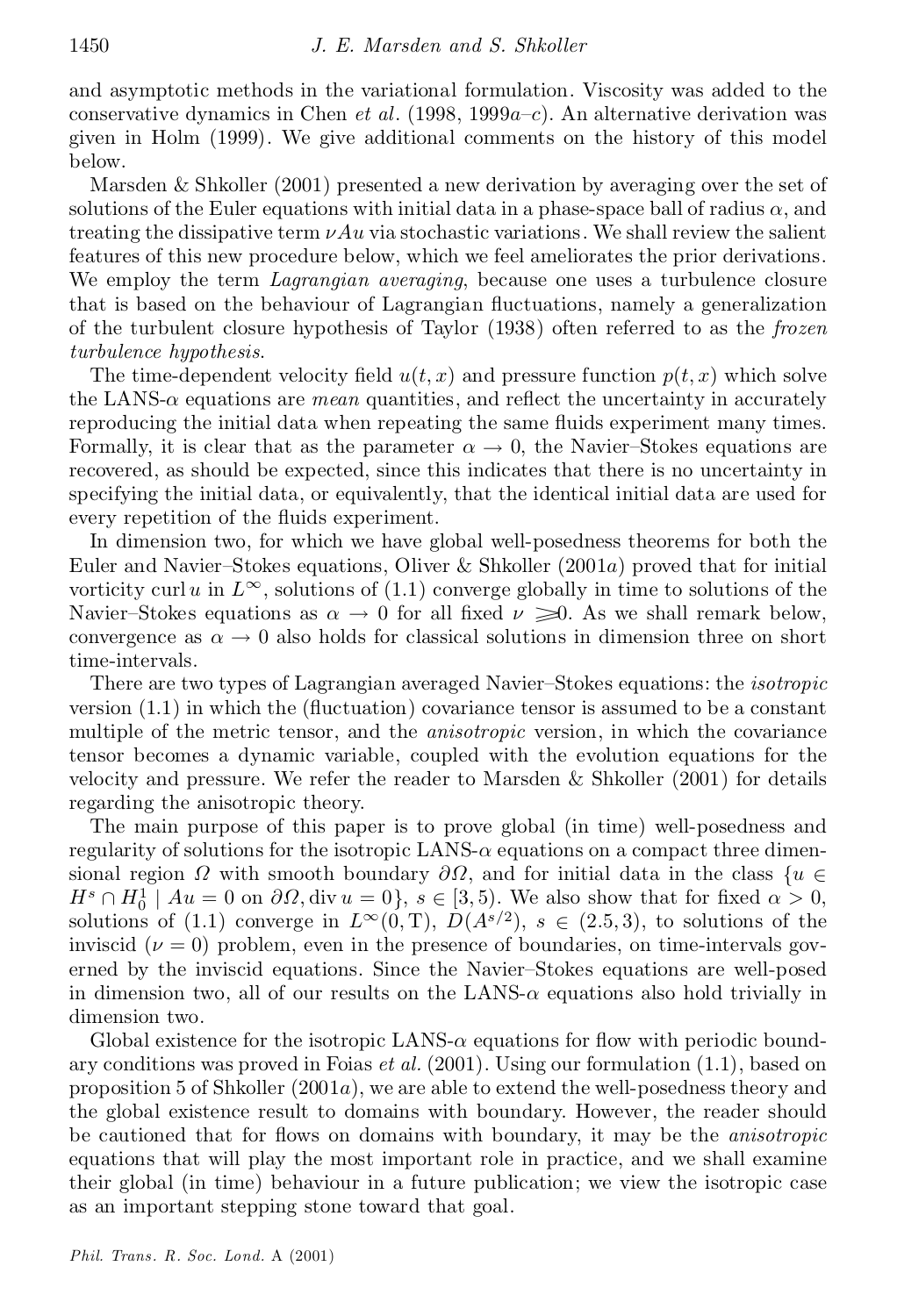and asymptotic methods in the variational formulation. Viscosity was added to the conservative dynamics in Chen *et al.* (1998, 1999*a*–*c*). An alternative derivation was given in Holm (1999). We give additional comments on the history of this model below.

Marsden & Shkoller (2001) presented a new derivation by averaging over the set of solutions of the Euler equations with initial data in a phase-space ball of radius $\alpha$, and treating the dissipative term $\nu Au$ via stochastic variations. We shall review the salient features of this new procedure below, which we feel ameliorates the prior derivations. We employ the term *Lagrangian averaging*, because one uses a turbulence closure that is based on the behaviour of Lagrangian fluctuations, namely a generalization of the turbulent closure hypothesis of Taylor (1938) often referred to as the *frozen turbulence hypothesis*.

The time-dependent velocity field $u(t, x)$ and pressure function $p(t, x)$ which solve the LANS-$\alpha$ equations are *mean* quantities, and reflect the uncertainty in accurately reproducing the initial data when repeating the same fluids experiment many times. Formally, it is clear that as the parameter $\alpha \to 0$, the Navier–Stokes equations are recovered, as should be expected, since this indicates that there is no uncertainty in specifying the initial data, or equivalently, that the identical initial data are used for every repetition of the fluids experiment.

In dimension two, for which we have global well-posedness theorems for both the Euler and Navier–Stokes equations, Oliver & Shkoller (2001*a*) proved that for initial vorticity $\operatorname{curl} u$ in $L^\infty$, solutions of (1.1) converge globally in time to solutions of the Navier–Stokes equations as $\alpha \to 0$ for all fixed $\nu \geqslant 0$. As we shall remark below, convergence as $\alpha \to 0$ also holds for classical solutions in dimension three on short time-intervals.

There are two types of Lagrangian averaged Navier–Stokes equations: the *isotropic* version (1.1) in which the (fluctuation) covariance tensor is assumed to be a constant multiple of the metric tensor, and the *anisotropic* version, in which the covariance tensor becomes a dynamic variable, coupled with the evolution equations for the velocity and pressure. We refer the reader to Marsden & Shkoller (2001) for details regarding the anisotropic theory.

The main purpose of this paper is to prove global (in time) well-posedness and regularity of solutions for the isotropic LANS-$\alpha$ equations on a compact three dimensional region $\Omega$ with smooth boundary $\partial\Omega$, and for initial data in the class $\{u \in H^s \cap H^1_0 \mid Au = 0 \text{ on } \partial\Omega, \operatorname{div} u = 0\}$, $s \in [3, 5)$. We also show that for fixed $\alpha > 0$, solutions of (1.1) converge in $L^\infty(0, \mathrm{T})$, $D(A^{s/2})$, $s \in (2.5, 3)$, to solutions of the inviscid ($\nu = 0$) problem, even in the presence of boundaries, on time-intervals governed by the inviscid equations. Since the Navier–Stokes equations are well-posed in dimension two, all of our results on the LANS-$\alpha$ equations also hold trivially in dimension two.

Global existence for the isotropic LANS-$\alpha$ equations for flow with periodic boundary conditions was proved in Foias *et al.* (2001). Using our formulation (1.1), based on proposition 5 of Shkoller (2001*a*), we are able to extend the well-posedness theory and the global existence result to domains with boundary. However, the reader should be cautioned that for flows on domains with boundary, it may be the *anisotropic* equations that will play the most important role in practice, and we shall examine their global (in time) behaviour in a future publication; we view the isotropic case as an important stepping stone toward that goal.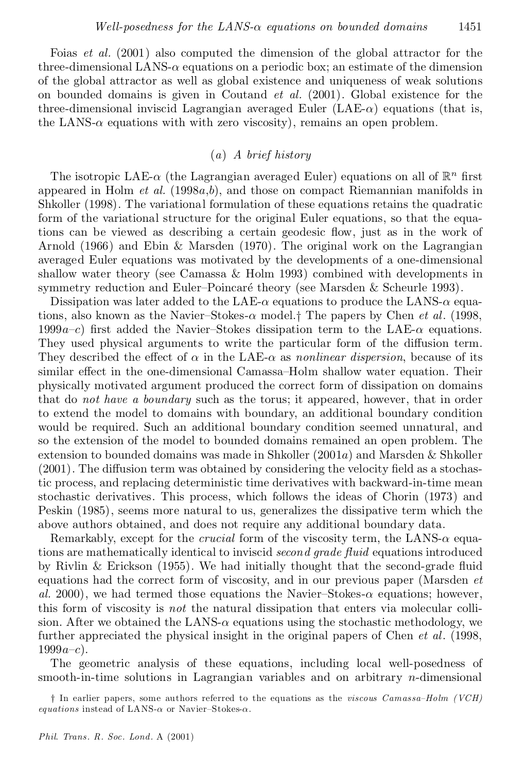Foias *et al.* (2001) also computed the dimension of the global attractor for the three-dimensional LANS-$\alpha$ equations on a periodic box; an estimate of the dimension of the global attractor as well as global existence and uniqueness of weak solutions on bounded domains is given in Coutand *et al.* (2001). Global existence for the three-dimensional inviscid Lagrangian averaged Euler (LAE-$\alpha$) equations (that is, the LANS-$\alpha$ equations with with zero viscosity), remains an open problem.

### (*a*) *A brief history*

The isotropic LAE-$\alpha$ (the Lagrangian averaged Euler) equations on all of $\mathbb{R}^n$ first appeared in Holm *et al.* (1998*a*,*b*), and those on compact Riemannian manifolds in Shkoller (1998). The variational formulation of these equations retains the quadratic form of the variational structure for the original Euler equations, so that the equations can be viewed as describing a certain geodesic flow, just as in the work of Arnold (1966) and Ebin & Marsden (1970). The original work on the Lagrangian averaged Euler equations was motivated by the developments of a one-dimensional shallow water theory (see Camassa & Holm 1993) combined with developments in symmetry reduction and Euler–Poincaré theory (see Marsden & Scheurle 1993).

Dissipation was later added to the LAE-$\alpha$ equations to produce the LANS-$\alpha$ equations, also known as the Navier–Stokes-$\alpha$ model.† The papers by Chen *et al*. (1998, 1999*a*–*c*) first added the Navier–Stokes dissipation term to the LAE-$\alpha$ equations. They used physical arguments to write the particular form of the diffusion term. They described the effect of $\alpha$ in the LAE-$\alpha$ as *nonlinear dispersion*, because of its similar effect in the one-dimensional Camassa–Holm shallow water equation. Their physically motivated argument produced the correct form of dissipation on domains that do *not have a boundary* such as the torus; it appeared, however, that in order to extend the model to domains with boundary, an additional boundary condition would be required. Such an additional boundary condition seemed unnatural, and so the extension of the model to bounded domains remained an open problem. The extension to bounded domains was made in Shkoller (2001*a*) and Marsden & Shkoller (2001). The diffusion term was obtained by considering the velocity field as a stochastic process, and replacing deterministic time derivatives with backward-in-time mean stochastic derivatives. This process, which follows the ideas of Chorin (1973) and Peskin (1985), seems more natural to us, generalizes the dissipative term which the above authors obtained, and does not require any additional boundary data.

Remarkably, except for the *crucial* form of the viscosity term, the LANS-$\alpha$ equations are mathematically identical to inviscid *second grade fluid* equations introduced by Rivlin & Erickson (1955). We had initially thought that the second-grade fluid equations had the correct form of viscosity, and in our previous paper (Marsden *et al.* 2000), we had termed those equations the Navier–Stokes-$\alpha$ equations; however, this form of viscosity is *not* the natural dissipation that enters via molecular collision. After we obtained the LANS-$\alpha$ equations using the stochastic methodology, we further appreciated the physical insight in the original papers of Chen *et al*. (1998, 1999*a*–*c*).

The geometric analysis of these equations, including local well-posedness of smooth-in-time solutions in Lagrangian variables and on arbitrary $n$-dimensional

† In earlier papers, some authors referred to the equations as the *viscous Camassa–Holm (VCH) equations* instead of LANS-$\alpha$ or Navier–Stokes-$\alpha$.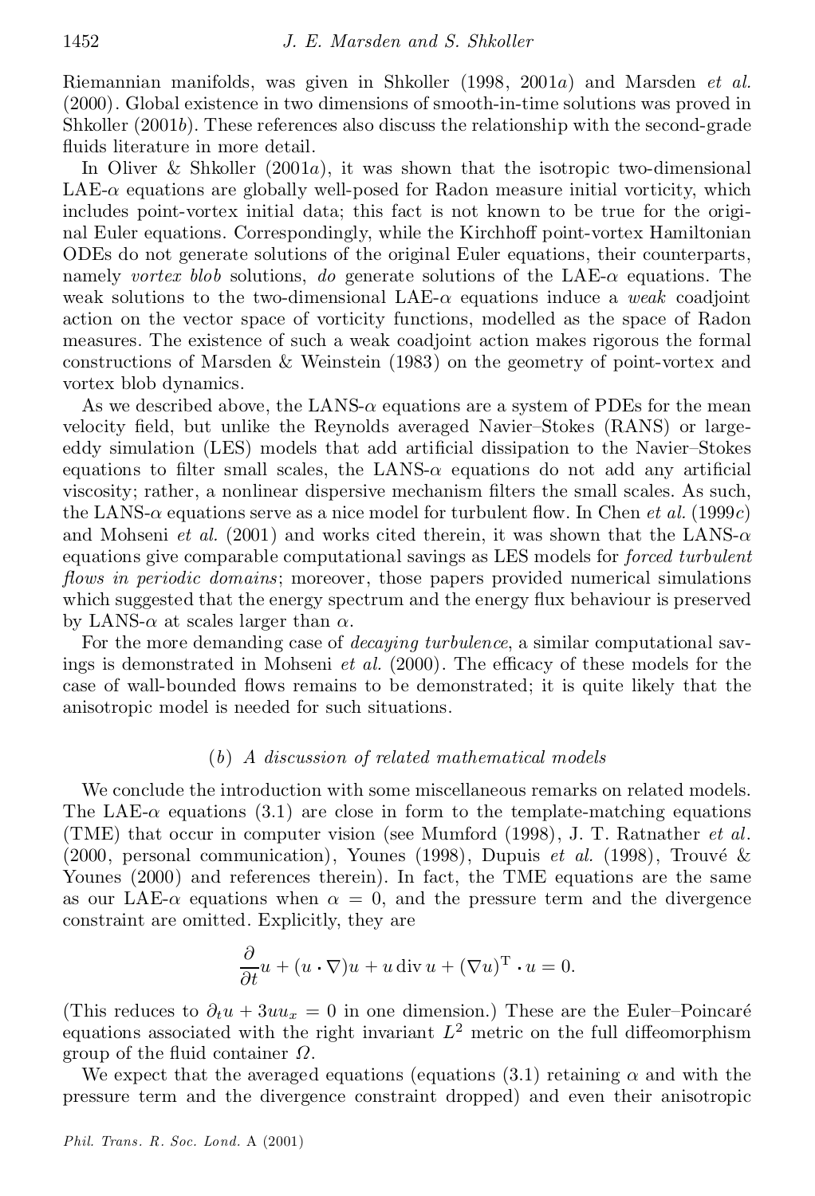Riemannian manifolds, was given in Shkoller (1998, 2001*a*) and Marsden *et al.* (2000). Global existence in two dimensions of smooth-in-time solutions was proved in Shkoller (2001*b*). These references also discuss the relationship with the second-grade fluids literature in more detail.

In Oliver & Shkoller (2001*a*), it was shown that the isotropic two-dimensional LAE-$\alpha$ equations are globally well-posed for Radon measure initial vorticity, which includes point-vortex initial data; this fact is not known to be true for the original Euler equations. Correspondingly, while the Kirchhoff point-vortex Hamiltonian ODEs do not generate solutions of the original Euler equations, their counterparts, namely *vortex blob* solutions, *do* generate solutions of the LAE-$\alpha$ equations. The weak solutions to the two-dimensional LAE-$\alpha$ equations induce a *weak* coadjoint action on the vector space of vorticity functions, modelled as the space of Radon measures. The existence of such a weak coadjoint action makes rigorous the formal constructions of Marsden & Weinstein (1983) on the geometry of point-vortex and vortex blob dynamics.

As we described above, the LANS-$\alpha$ equations are a system of PDEs for the mean velocity field, but unlike the Reynolds averaged Navier–Stokes (RANS) or large-eddy simulation (LES) models that add artificial dissipation to the Navier–Stokes equations to filter small scales, the LANS-$\alpha$ equations do not add any artificial viscosity; rather, a nonlinear dispersive mechanism filters the small scales. As such, the LANS-$\alpha$ equations serve as a nice model for turbulent flow. In Chen *et al.* (1999*c*) and Mohseni *et al.* (2001) and works cited therein, it was shown that the LANS-$\alpha$ equations give comparable computational savings as LES models for *forced turbulent flows in periodic domains*; moreover, those papers provided numerical simulations which suggested that the energy spectrum and the energy flux behaviour is preserved by LANS-$\alpha$ at scales larger than $\alpha$.

For the more demanding case of *decaying turbulence*, a similar computational savings is demonstrated in Mohseni *et al.* (2000). The efficacy of these models for the case of wall-bounded flows remains to be demonstrated; it is quite likely that the anisotropic model is needed for such situations.

### (*b*) *A discussion of related mathematical models*

We conclude the introduction with some miscellaneous remarks on related models. The LAE-$\alpha$ equations (3.1) are close in form to the template-matching equations (TME) that occur in computer vision (see Mumford (1998), J. T. Ratnather *et al.* (2000, personal communication), Younes (1998), Dupuis *et al.* (1998), Trouvé & Younes (2000) and references therein). In fact, the TME equations are the same as our LAE-$\alpha$ equations when $\alpha = 0$, and the pressure term and the divergence constraint are omitted. Explicitly, they are

$$\frac{\partial}{\partial t}u + (u \cdot \nabla)u + u \operatorname{div} u + (\nabla u)^{\mathrm{T}} \cdot u = 0.$$

(This reduces to $\partial_t u + 3uu_x = 0$ in one dimension.) These are the Euler–Poincaré equations associated with the right invariant $L^2$ metric on the full diffeomorphism group of the fluid container $\Omega$.

We expect that the averaged equations (equations (3.1) retaining $\alpha$ and with the pressure term and the divergence constraint dropped) and even their anisotropic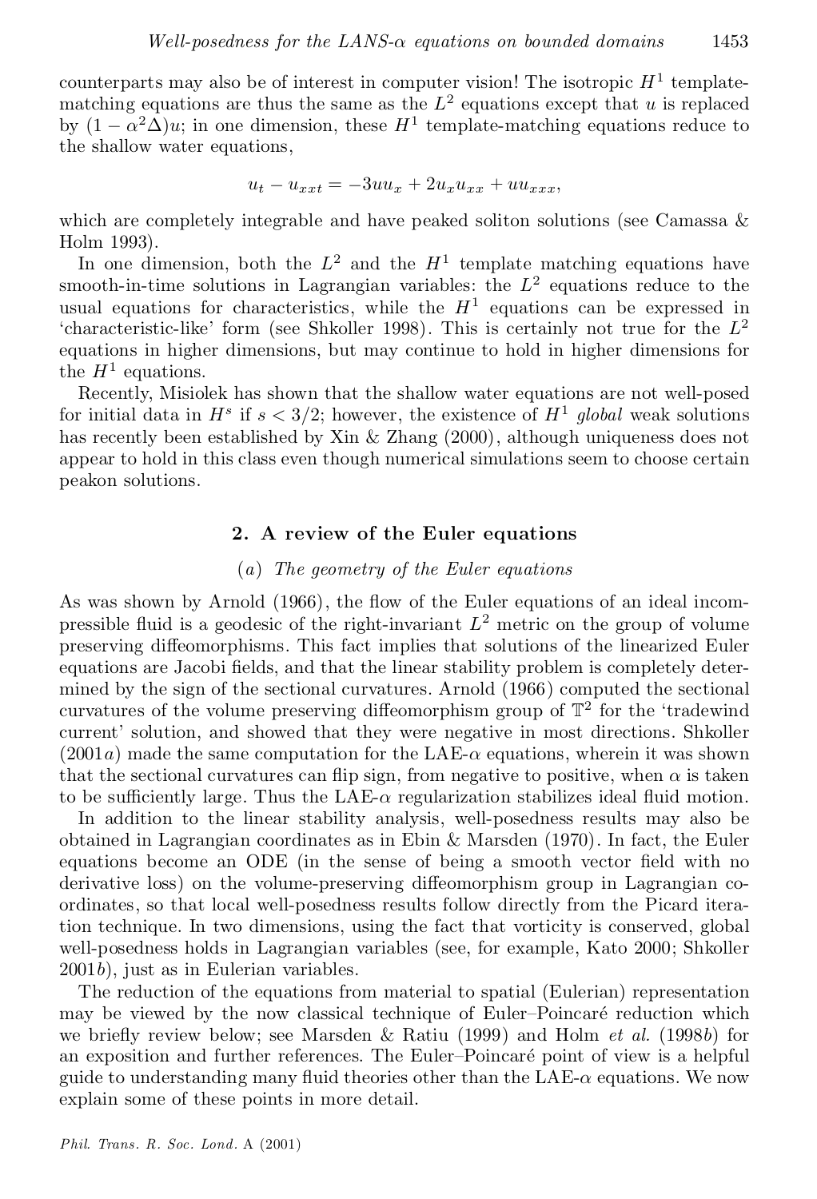counterparts may also be of interest in computer vision! The isotropic $H^1$ template-matching equations are thus the same as the $L^2$ equations except that $u$ is replaced by $(1-\alpha^2\Delta)u$; in one dimension, these $H^1$ template-matching equations reduce to the shallow water equations,

$$u_t - u_{xxt} = -3uu_x + 2u_x u_{xx} + uu_{xxx},$$

which are completely integrable and have peaked soliton solutions (see Camassa & Holm 1993).

In one dimension, both the $L^2$ and the $H^1$ template matching equations have smooth-in-time solutions in Lagrangian variables: the $L^2$ equations reduce to the usual equations for characteristics, while the $H^1$ equations can be expressed in 'characteristic-like' form (see Shkoller 1998). This is certainly not true for the $L^2$ equations in higher dimensions, but may continue to hold in higher dimensions for the $H^1$ equations.

Recently, Misiolek has shown that the shallow water equations are not well-posed for initial data in $H^s$ if $s < 3/2$; however, the existence of $H^1$ *global* weak solutions has recently been established by Xin & Zhang (2000), although uniqueness does not appear to hold in this class even though numerical simulations seem to choose certain peakon solutions.

## 2. A review of the Euler equations

### (*a*) *The geometry of the Euler equations*

As was shown by Arnold (1966), the flow of the Euler equations of an ideal incompressible fluid is a geodesic of the right-invariant $L^2$ metric on the group of volume preserving diffeomorphisms. This fact implies that solutions of the linearized Euler equations are Jacobi fields, and that the linear stability problem is completely determined by the sign of the sectional curvatures. Arnold (1966) computed the sectional curvatures of the volume preserving diffeomorphism group of $\mathbb{T}^2$ for the 'tradewind current' solution, and showed that they were negative in most directions. Shkoller (2001*a*) made the same computation for the LAE-$\alpha$ equations, wherein it was shown that the sectional curvatures can flip sign, from negative to positive, when $\alpha$ is taken to be sufficiently large. Thus the LAE-$\alpha$ regularization stabilizes ideal fluid motion.

In addition to the linear stability analysis, well-posedness results may also be obtained in Lagrangian coordinates as in Ebin & Marsden (1970). In fact, the Euler equations become an ODE (in the sense of being a smooth vector field with no derivative loss) on the volume-preserving diffeomorphism group in Lagrangian coordinates, so that local well-posedness results follow directly from the Picard iteration technique. In two dimensions, using the fact that vorticity is conserved, global well-posedness holds in Lagrangian variables (see, for example, Kato 2000; Shkoller 2001*b*), just as in Eulerian variables.

The reduction of the equations from material to spatial (Eulerian) representation may be viewed by the now classical technique of Euler–Poincaré reduction which we briefly review below; see Marsden & Ratiu (1999) and Holm *et al.* (1998*b*) for an exposition and further references. The Euler–Poincaré point of view is a helpful guide to understanding many fluid theories other than the LAE-$\alpha$ equations. We now explain some of these points in more detail.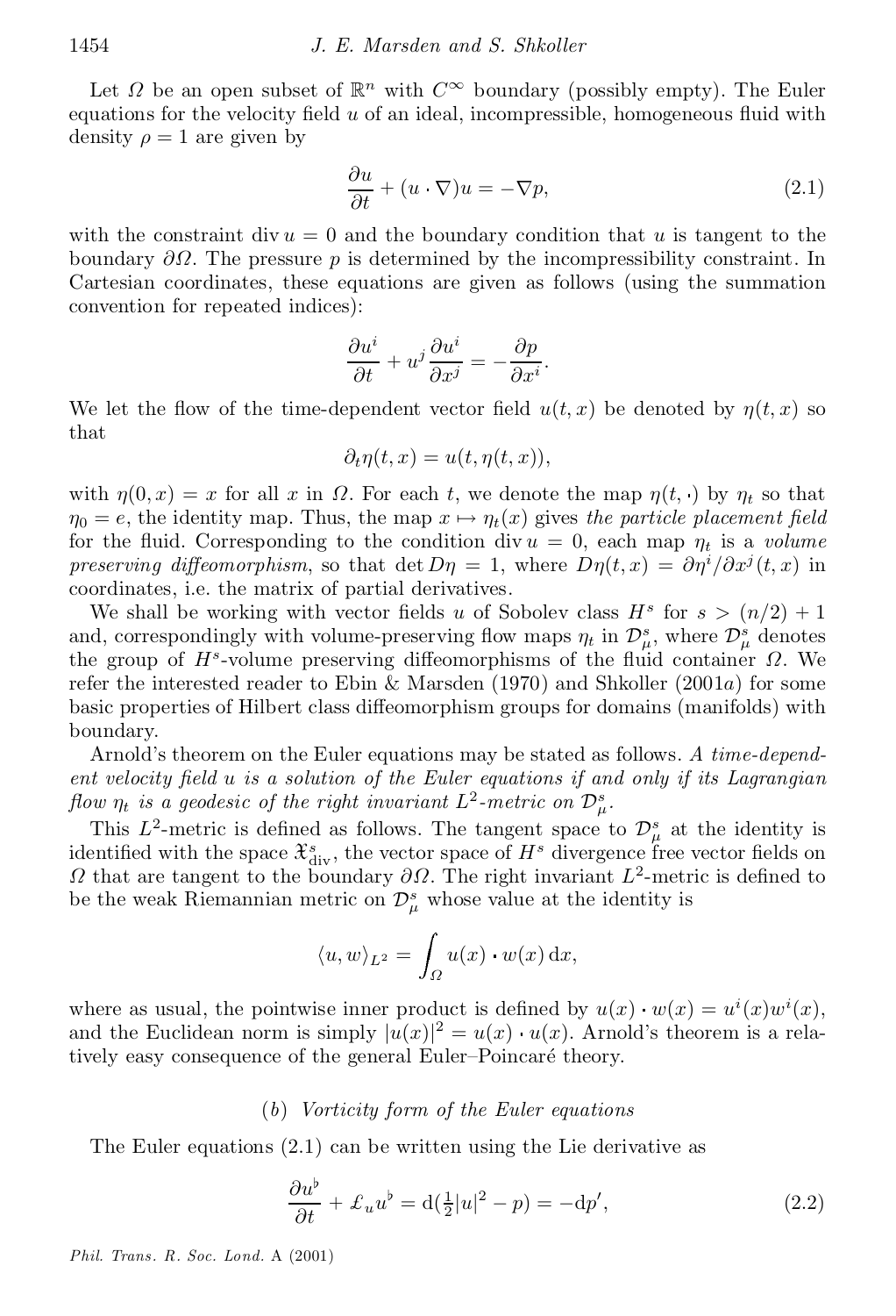Let $\Omega$ be an open subset of $\mathbb{R}^n$ with $C^\infty$ boundary (possibly empty). The Euler equations for the velocity field $u$ of an ideal, incompressible, homogeneous fluid with density $\rho = 1$ are given by

$$\frac{\partial u}{\partial t} + (u \cdot \nabla)u = -\nabla p, \tag{2.1}$$

with the constraint $\operatorname{div} u = 0$ and the boundary condition that $u$ is tangent to the boundary $\partial\Omega$. The pressure $p$ is determined by the incompressibility constraint. In Cartesian coordinates, these equations are given as follows (using the summation convention for repeated indices):

$$\frac{\partial u^i}{\partial t} + u^j \frac{\partial u^i}{\partial x^j} = -\frac{\partial p}{\partial x^i}.$$

We let the flow of the time-dependent vector field $u(t, x)$ be denoted by $\eta(t, x)$ so that

$$\partial_t \eta(t, x) = u(t, \eta(t, x)),$$

with $\eta(0, x) = x$ for all $x$ in $\Omega$. For each $t$, we denote the map $\eta(t, \cdot)$ by $\eta_t$ so that $\eta_0 = e$, the identity map. Thus, the map $x \mapsto \eta_t(x)$ gives *the particle placement field* for the fluid. Corresponding to the condition $\operatorname{div} u = 0$, each map $\eta_t$ is a *volume preserving diffeomorphism*, so that $\det D\eta = 1$, where $D\eta(t, x) = \partial\eta^i/\partial x^j(t, x)$ in coordinates, i.e. the matrix of partial derivatives.

We shall be working with vector fields $u$ of Sobolev class $H^s$ for $s > (n/2) + 1$ and, correspondingly with volume-preserving flow maps $\eta_t$ in $\mathcal{D}^s_\mu$, where $\mathcal{D}^s_\mu$ denotes the group of $H^s$-volume preserving diffeomorphisms of the fluid container $\Omega$. We refer the interested reader to Ebin & Marsden (1970) and Shkoller (2001*a*) for some basic properties of Hilbert class diffeomorphism groups for domains (manifolds) with boundary.

Arnold's theorem on the Euler equations may be stated as follows. *A time-dependent velocity field $u$ is a solution of the Euler equations if and only if its Lagrangian flow $\eta_t$ is a geodesic of the right invariant $L^2$-metric on $\mathcal{D}^s_\mu$.*

This $L^2$-metric is defined as follows. The tangent space to $\mathcal{D}^s_\mu$ at the identity is identified with the space $\mathfrak{X}^s_{\text{div}}$, the vector space of $H^s$ divergence free vector fields on $\Omega$ that are tangent to the boundary $\partial\Omega$. The right invariant $L^2$-metric is defined to be the weak Riemannian metric on $\mathcal{D}^s_\mu$ whose value at the identity is

$$\langle u, w \rangle_{L^2} = \int_\Omega u(x) \cdot w(x) \, \mathrm{d}x,$$

where as usual, the pointwise inner product is defined by $u(x) \cdot w(x) = u^i(x) w^i(x)$, and the Euclidean norm is simply $|u(x)|^2 = u(x) \cdot u(x)$. Arnold's theorem is a relatively easy consequence of the general Euler–Poincaré theory.

### (*b*) *Vorticity form of the Euler equations*

The Euler equations (2.1) can be written using the Lie derivative as

$$\frac{\partial u^\flat}{\partial t} + \pounds_u u^\flat = \mathrm{d}(\tfrac{1}{2}|u|^2 - p) = -\mathrm{d}p', \tag{2.2}$$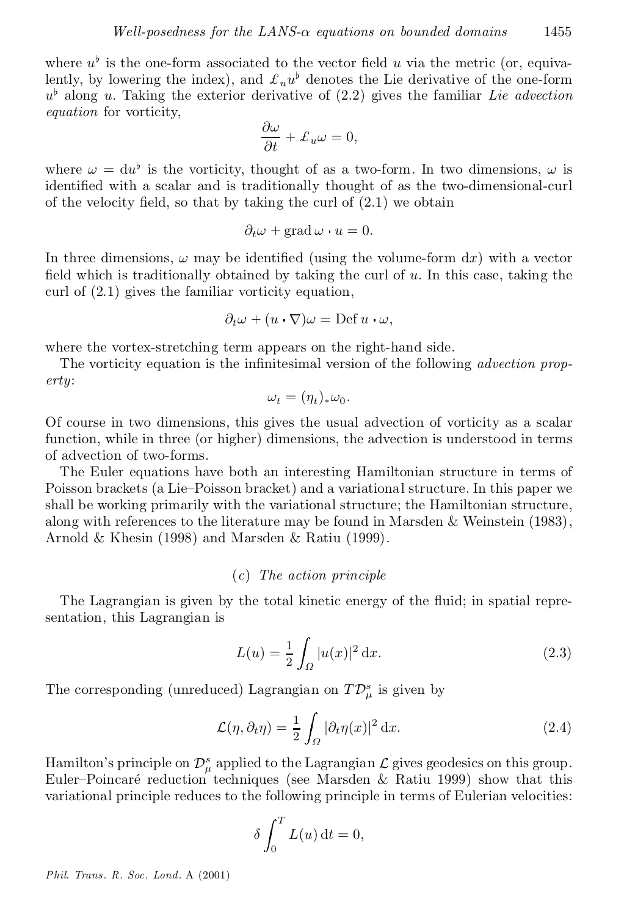where $u^\flat$ is the one-form associated to the vector field $u$ via the metric (or, equivalently, by lowering the index), and $\pounds_u u^\flat$ denotes the Lie derivative of the one-form $u^\flat$ along $u$. Taking the exterior derivative of (2.2) gives the familiar *Lie advection equation* for vorticity,

$$\frac{\partial \omega}{\partial t} + \pounds_u \omega = 0,$$

where $\omega = \mathrm{d}u^\flat$ is the vorticity, thought of as a two-form. In two dimensions, $\omega$ is identified with a scalar and is traditionally thought of as the two-dimensional-curl of the velocity field, so that by taking the curl of (2.1) we obtain

$$\partial_t \omega + \operatorname{grad} \omega \cdot u = 0.$$

In three dimensions, $\omega$ may be identified (using the volume-form $\mathrm{d}x$) with a vector field which is traditionally obtained by taking the curl of $u$. In this case, taking the curl of (2.1) gives the familiar vorticity equation,

$$\partial_t \omega + (u \cdot \nabla)\omega = \operatorname{Def} u \cdot \omega,$$

where the vortex-stretching term appears on the right-hand side.

The vorticity equation is the infinitesimal version of the following *advection property*:

$$\omega_t = (\eta_t)_* \omega_0.$$

Of course in two dimensions, this gives the usual advection of vorticity as a scalar function, while in three (or higher) dimensions, the advection is understood in terms of advection of two-forms.

The Euler equations have both an interesting Hamiltonian structure in terms of Poisson brackets (a Lie–Poisson bracket) and a variational structure. In this paper we shall be working primarily with the variational structure; the Hamiltonian structure, along with references to the literature may be found in Marsden & Weinstein (1983), Arnold & Khesin (1998) and Marsden & Ratiu (1999).

### (*c*) *The action principle*

The Lagrangian is given by the total kinetic energy of the fluid; in spatial representation, this Lagrangian is

$$L(u) = \frac{1}{2} \int_\Omega |u(x)|^2 \, \mathrm{d}x. \tag{2.3}$$

The corresponding (unreduced) Lagrangian on $T\mathcal{D}_\mu^s$ is given by

$$\mathcal{L}(\eta, \partial_t \eta) = \frac{1}{2} \int_\Omega |\partial_t \eta(x)|^2 \, \mathrm{d}x. \tag{2.4}$$

Hamilton's principle on $\mathcal{D}_\mu^s$ applied to the Lagrangian $\mathcal{L}$ gives geodesics on this group. Euler–Poincaré reduction techniques (see Marsden & Ratiu 1999) show that this variational principle reduces to the following principle in terms of Eulerian velocities:

$$\delta \int_0^T L(u) \, \mathrm{d}t = 0,$$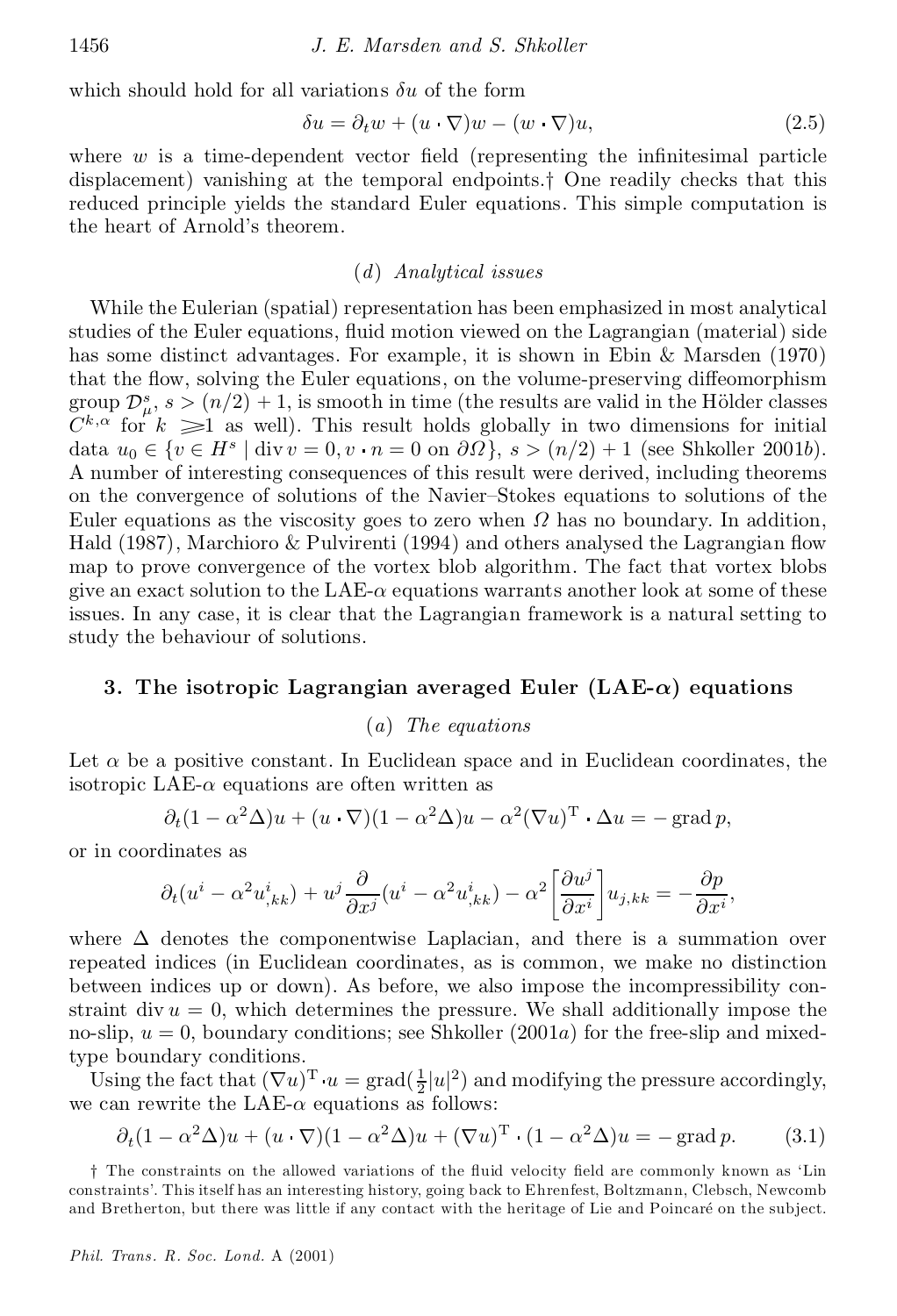which should hold for all variations $\delta u$ of the form

$$\delta u = \partial_t w + (u \cdot \nabla) w - (w \cdot \nabla) u, \tag{2.5}$$

where $w$ is a time-dependent vector field (representing the infinitesimal particle displacement) vanishing at the temporal endpoints.† One readily checks that this reduced principle yields the standard Euler equations. This simple computation is the heart of Arnold's theorem.

### (d) *Analytical issues*

While the Eulerian (spatial) representation has been emphasized in most analytical studies of the Euler equations, fluid motion viewed on the Lagrangian (material) side has some distinct advantages. For example, it is shown in Ebin & Marsden (1970) that the flow, solving the Euler equations, on the volume-preserving diffeomorphism group $\mathcal{D}^s_\mu$, $s > (n/2) + 1$, is smooth in time (the results are valid in the Hölder classes $C^{k,\alpha}$ for $k \geqslant 1$ as well). This result holds globally in two dimensions for initial data $u_0 \in \{v \in H^s \mid \operatorname{div} v = 0, v \cdot n = 0 \text{ on } \partial\Omega\}$, $s > (n/2) + 1$ (see Shkoller 2001*b*). A number of interesting consequences of this result were derived, including theorems on the convergence of solutions of the Navier–Stokes equations to solutions of the Euler equations as the viscosity goes to zero when $\Omega$ has no boundary. In addition, Hald (1987), Marchioro & Pulvirenti (1994) and others analysed the Lagrangian flow map to prove convergence of the vortex blob algorithm. The fact that vortex blobs give an exact solution to the LAE-$\alpha$ equations warrants another look at some of these issues. In any case, it is clear that the Lagrangian framework is a natural setting to study the behaviour of solutions.

## 3. The isotropic Lagrangian averaged Euler (LAE-$\alpha$) equations

### (a) *The equations*

Let $\alpha$ be a positive constant. In Euclidean space and in Euclidean coordinates, the isotropic LAE-$\alpha$ equations are often written as

$$\partial_t (1 - \alpha^2 \Delta) u + (u \cdot \nabla)(1 - \alpha^2 \Delta) u - \alpha^2 (\nabla u)^{\mathrm{T}} \cdot \Delta u = - \operatorname{grad} p,$$

or in coordinates as

$$\partial_t (u^i - \alpha^2 u^i_{,kk}) + u^j \frac{\partial}{\partial x^j} (u^i - \alpha^2 u^i_{,kk}) - \alpha^2 \left[ \frac{\partial u^j}{\partial x^i} \right] u_{j,kk} = - \frac{\partial p}{\partial x^i},$$

where $\Delta$ denotes the componentwise Laplacian, and there is a summation over repeated indices (in Euclidean coordinates, as is common, we make no distinction between indices up or down). As before, we also impose the incompressibility constraint $\operatorname{div} u = 0$, which determines the pressure. We shall additionally impose the no-slip, $u = 0$, boundary conditions; see Shkoller (2001*a*) for the free-slip and mixed-type boundary conditions.

Using the fact that $(\nabla u)^{\mathrm{T}} \cdot u = \operatorname{grad}(\frac{1}{2}|u|^2)$ and modifying the pressure accordingly, we can rewrite the LAE-$\alpha$ equations as follows:

$$\partial_t (1 - \alpha^2 \Delta) u + (u \cdot \nabla)(1 - \alpha^2 \Delta) u + (\nabla u)^{\mathrm{T}} \cdot (1 - \alpha^2 \Delta) u = - \operatorname{grad} p. \tag{3.1}$$

† The constraints on the allowed variations of the fluid velocity field are commonly known as 'Lin constraints'. This itself has an interesting history, going back to Ehrenfest, Boltzmann, Clebsch, Newcomb and Bretherton, but there was little if any contact with the heritage of Lie and Poincaré on the subject.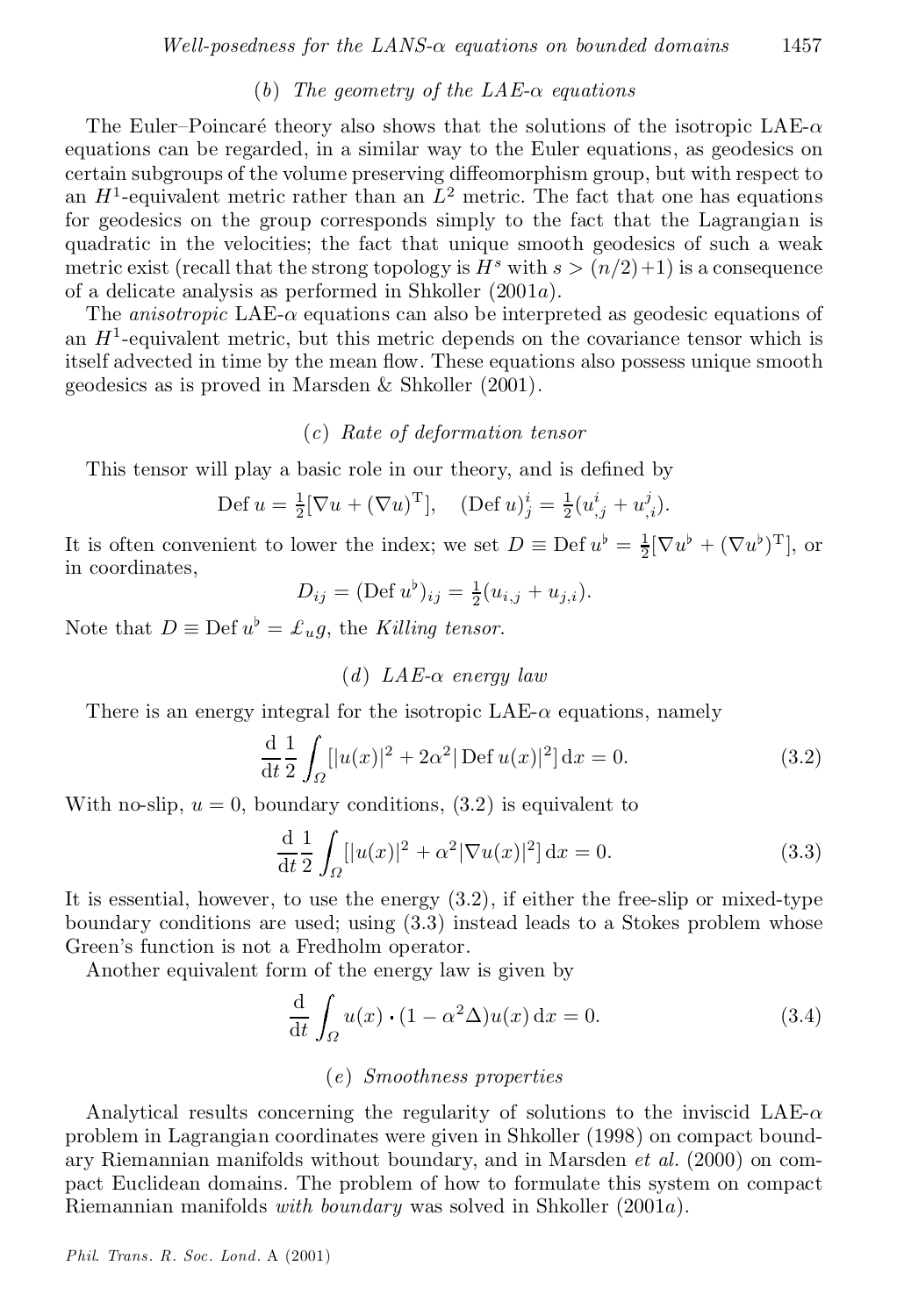### (*b*) *The geometry of the LAE-$\alpha$ equations*

The Euler–Poincaré theory also shows that the solutions of the isotropic LAE-$\alpha$ equations can be regarded, in a similar way to the Euler equations, as geodesics on certain subgroups of the volume preserving diffeomorphism group, but with respect to an $H^1$-equivalent metric rather than an $L^2$ metric. The fact that one has equations for geodesics on the group corresponds simply to the fact that the Lagrangian is quadratic in the velocities; the fact that unique smooth geodesics of such a weak metric exist (recall that the strong topology is $H^s$ with $s > (n/2)+1$) is a consequence of a delicate analysis as performed in Shkoller (2001*a*).

The *anisotropic* LAE-$\alpha$ equations can also be interpreted as geodesic equations of an $H^1$-equivalent metric, but this metric depends on the covariance tensor which is itself advected in time by the mean flow. These equations also possess unique smooth geodesics as is proved in Marsden & Shkoller (2001).

### (*c*) *Rate of deformation tensor*

This tensor will play a basic role in our theory, and is defined by

$$\operatorname{Def} u = \tfrac{1}{2}[\nabla u + (\nabla u)^{\mathrm{T}}], \quad (\operatorname{Def} u)^i_j = \tfrac{1}{2}(u^i_{,j} + u^j_{,i}).$$

It is often convenient to lower the index; we set $D \equiv \operatorname{Def} u^\flat = \frac{1}{2}[\nabla u^\flat + (\nabla u^\flat)^{\mathrm{T}}]$, or in coordinates,

$$D_{ij} = (\operatorname{Def} u^\flat)_{ij} = \tfrac{1}{2}(u_{i,j} + u_{j,i}).$$

Note that $D \equiv \operatorname{Def} u^\flat = \mathcal{L}_u g$, the *Killing tensor*.

### (*d*) *LAE-$\alpha$ energy law*

There is an energy integral for the isotropic LAE-$\alpha$ equations, namely

$$\frac{\mathrm{d}}{\mathrm{d}t}\frac{1}{2}\int_\Omega [|u(x)|^2 + 2\alpha^2 |\operatorname{Def} u(x)|^2]\,\mathrm{d}x = 0. \tag{3.2}$$

With no-slip, $u = 0$, boundary conditions, (3.2) is equivalent to

$$\frac{\mathrm{d}}{\mathrm{d}t}\frac{1}{2}\int_\Omega [|u(x)|^2 + \alpha^2 |\nabla u(x)|^2]\,\mathrm{d}x = 0. \tag{3.3}$$

It is essential, however, to use the energy (3.2), if either the free-slip or mixed-type boundary conditions are used; using (3.3) instead leads to a Stokes problem whose Green's function is not a Fredholm operator.

Another equivalent form of the energy law is given by

$$\frac{\mathrm{d}}{\mathrm{d}t}\int_\Omega u(x) \cdot (1 - \alpha^2 \Delta) u(x)\,\mathrm{d}x = 0. \tag{3.4}$$

### (*e*) *Smoothness properties*

Analytical results concerning the regularity of solutions to the inviscid LAE-$\alpha$ problem in Lagrangian coordinates were given in Shkoller (1998) on compact boundary Riemannian manifolds without boundary, and in Marsden *et al.* (2000) on compact Euclidean domains. The problem of how to formulate this system on compact Riemannian manifolds *with boundary* was solved in Shkoller (2001*a*).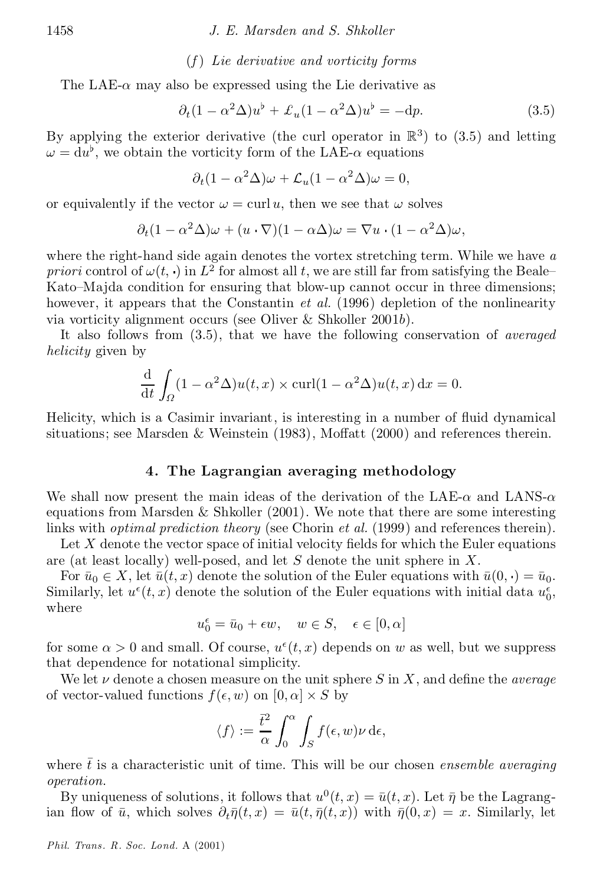*(f) Lie derivative and vorticity forms*

The LAE-$\alpha$ may also be expressed using the Lie derivative as

$$\partial_t(1-\alpha^2\Delta)u^\flat + \pounds_u(1-\alpha^2\Delta)u^\flat = -\mathrm{d}p. \tag{3.5}$$

By applying the exterior derivative (the curl operator in $\mathbb{R}^3$) to (3.5) and letting $\omega = \mathrm{d}u^\flat$, we obtain the vorticity form of the LAE-$\alpha$ equations

$$\partial_t(1-\alpha^2\Delta)\omega + \mathcal{L}_u(1-\alpha^2\Delta)\omega = 0,$$

or equivalently if the vector $\omega = \operatorname{curl} u$, then we see that $\omega$ solves

$$\partial_t(1-\alpha^2\Delta)\omega + (u\cdot\nabla)(1-\alpha\Delta)\omega = \nabla u\cdot(1-\alpha^2\Delta)\omega,$$

where the right-hand side again denotes the vortex stretching term. While we have *a priori* control of $\omega(t,\cdot)$ in $L^2$ for almost all $t$, we are still far from satisfying the Beale–Kato–Majda condition for ensuring that blow-up cannot occur in three dimensions; however, it appears that the Constantin *et al.* (1996) depletion of the nonlinearity via vorticity alignment occurs (see Oliver & Shkoller 2001*b*).

It also follows from (3.5), that we have the following conservation of *averaged helicity* given by

$$\frac{\mathrm{d}}{\mathrm{d}t}\int_\Omega (1-\alpha^2\Delta)u(t,x)\times \operatorname{curl}(1-\alpha^2\Delta)u(t,x)\,\mathrm{d}x = 0.$$

Helicity, which is a Casimir invariant, is interesting in a number of fluid dynamical situations; see Marsden & Weinstein (1983), Moffatt (2000) and references therein.

## 4. The Lagrangian averaging methodology

We shall now present the main ideas of the derivation of the LAE-$\alpha$ and LANS-$\alpha$ equations from Marsden & Shkoller (2001). We note that there are some interesting links with *optimal prediction theory* (see Chorin *et al.* (1999) and references therein).

Let $X$ denote the vector space of initial velocity fields for which the Euler equations are (at least locally) well-posed, and let $S$ denote the unit sphere in $X$.

For $\bar{u}_0 \in X$, let $\bar{u}(t,x)$ denote the solution of the Euler equations with $\bar{u}(0,\cdot) = \bar{u}_0$. Similarly, let $u^\epsilon(t,x)$ denote the solution of the Euler equations with initial data $u_0^\epsilon$, where

$$u_0^\epsilon = \bar{u}_0 + \epsilon w, \quad w\in S, \quad \epsilon \in [0,\alpha]$$

for some $\alpha > 0$ and small. Of course, $u^\epsilon(t,x)$ depends on $w$ as well, but we suppress that dependence for notational simplicity.

We let $\nu$ denote a chosen measure on the unit sphere $S$ in $X$, and define the *average* of vector-valued functions $f(\epsilon, w)$ on $[0,\alpha]\times S$ by

$$\langle f\rangle := \frac{\bar{t}^2}{\alpha}\int_0^\alpha \int_S f(\epsilon,w)\nu\,\mathrm{d}\epsilon,$$

where $\bar{t}$ is a characteristic unit of time. This will be our chosen *ensemble averaging operation*.

By uniqueness of solutions, it follows that $u^0(t,x) = \bar{u}(t,x)$. Let $\bar{\eta}$ be the Lagrangian flow of $\bar{u}$, which solves $\partial_t\bar{\eta}(t,x) = \bar{u}(t,\bar{\eta}(t,x))$ with $\bar{\eta}(0,x) = x$. Similarly, let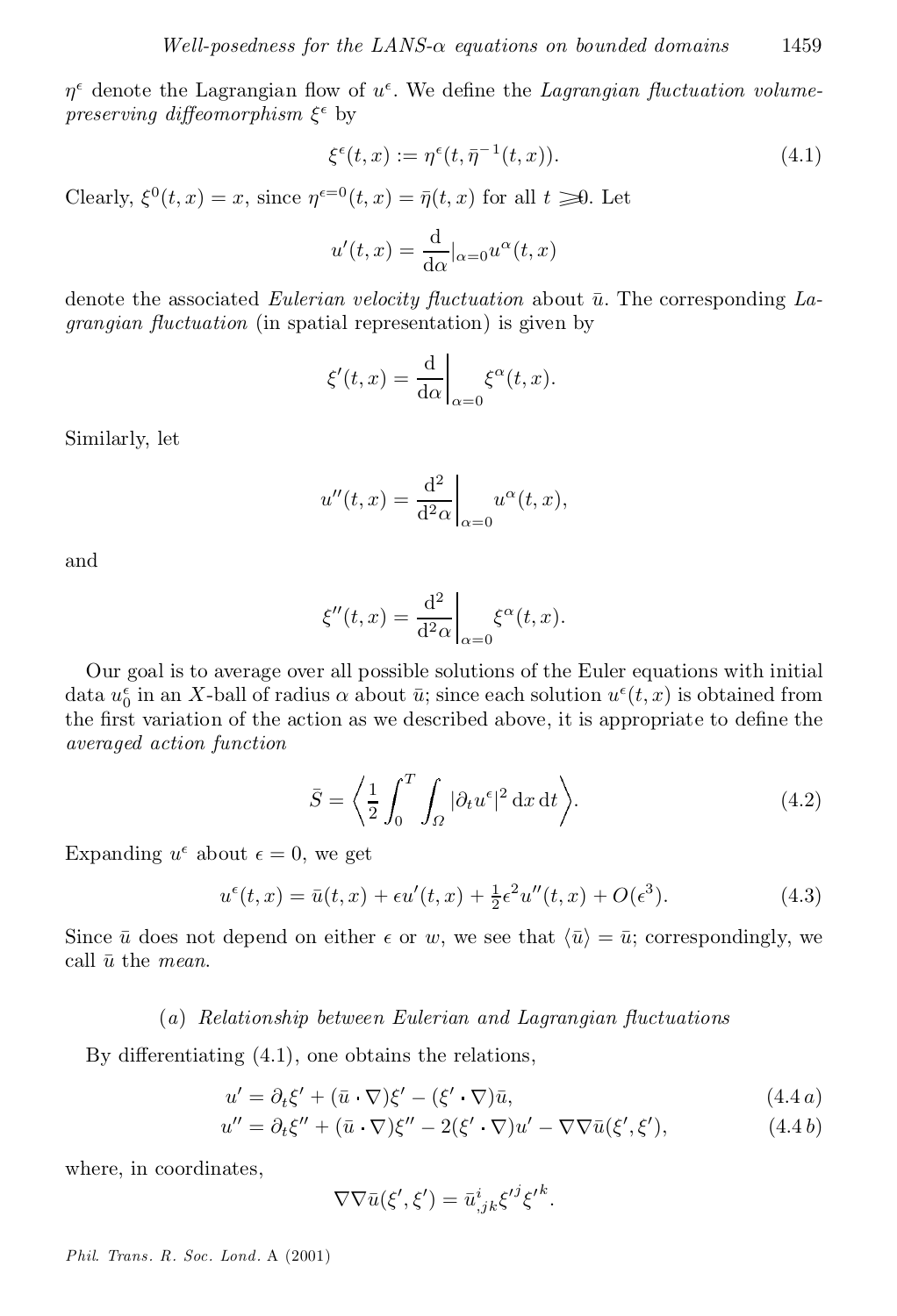$\eta^\epsilon$ denote the Lagrangian flow of $u^\epsilon$. We define the *Lagrangian fluctuation volume-preserving diffeomorphism* $\xi^\epsilon$ by

$$\xi^\epsilon(t,x) := \eta^\epsilon(t, \bar{\eta}^{-1}(t,x)). \tag{4.1}$$

Clearly, $\xi^0(t,x) = x$, since $\eta^{\epsilon=0}(t,x) = \bar{\eta}(t,x)$ for all $t \geqslant 0$. Let

$$u'(t,x) = \frac{\mathrm{d}}{\mathrm{d}\alpha}\Big|_{\alpha=0} u^\alpha(t,x)$$

denote the associated *Eulerian velocity fluctuation* about $\bar{u}$. The corresponding *Lagrangian fluctuation* (in spatial representation) is given by

$$\xi'(t,x) = \frac{\mathrm{d}}{\mathrm{d}\alpha}\bigg|_{\alpha=0} \xi^\alpha(t,x).$$

Similarly, let

$$u''(t,x) = \frac{\mathrm{d}^2}{\mathrm{d}^2\alpha}\bigg|_{\alpha=0} u^\alpha(t,x),$$

and

$$\xi''(t,x) = \frac{\mathrm{d}^2}{\mathrm{d}^2\alpha}\bigg|_{\alpha=0} \xi^\alpha(t,x).$$

Our goal is to average over all possible solutions of the Euler equations with initial data $u_0^\epsilon$ in an $X$-ball of radius $\alpha$ about $\bar{u}$; since each solution $u^\epsilon(t,x)$ is obtained from the first variation of the action as we described above, it is appropriate to define the *averaged action function*

$$\bar{S} = \left\langle \frac{1}{2} \int_0^T \int_\Omega |\partial_t u^\epsilon|^2 \, \mathrm{d}x \, \mathrm{d}t \right\rangle. \tag{4.2}$$

Expanding $u^\epsilon$ about $\epsilon = 0$, we get

$$u^\epsilon(t,x) = \bar{u}(t,x) + \epsilon u'(t,x) + \tfrac{1}{2}\epsilon^2 u''(t,x) + O(\epsilon^3). \tag{4.3}$$

Since $\bar{u}$ does not depend on either $\epsilon$ or $w$, we see that $\langle \bar{u} \rangle = \bar{u}$; correspondingly, we call $\bar{u}$ the *mean*.

### (a) *Relationship between Eulerian and Lagrangian fluctuations*

By differentiating (4.1), one obtains the relations,

$$u' = \partial_t \xi' + (\bar{u} \cdot \nabla)\xi' - (\xi' \cdot \nabla)\bar{u}, \tag{4.4 a}$$

$$u'' = \partial_t \xi'' + (\bar{u} \cdot \nabla)\xi'' - 2(\xi' \cdot \nabla)u' - \nabla\nabla\bar{u}(\xi', \xi'), \tag{4.4 b}$$

where, in coordinates,

$$\nabla\nabla\bar{u}(\xi', \xi') = \bar{u}^i_{,jk} {\xi'}^j {\xi'}^k.$$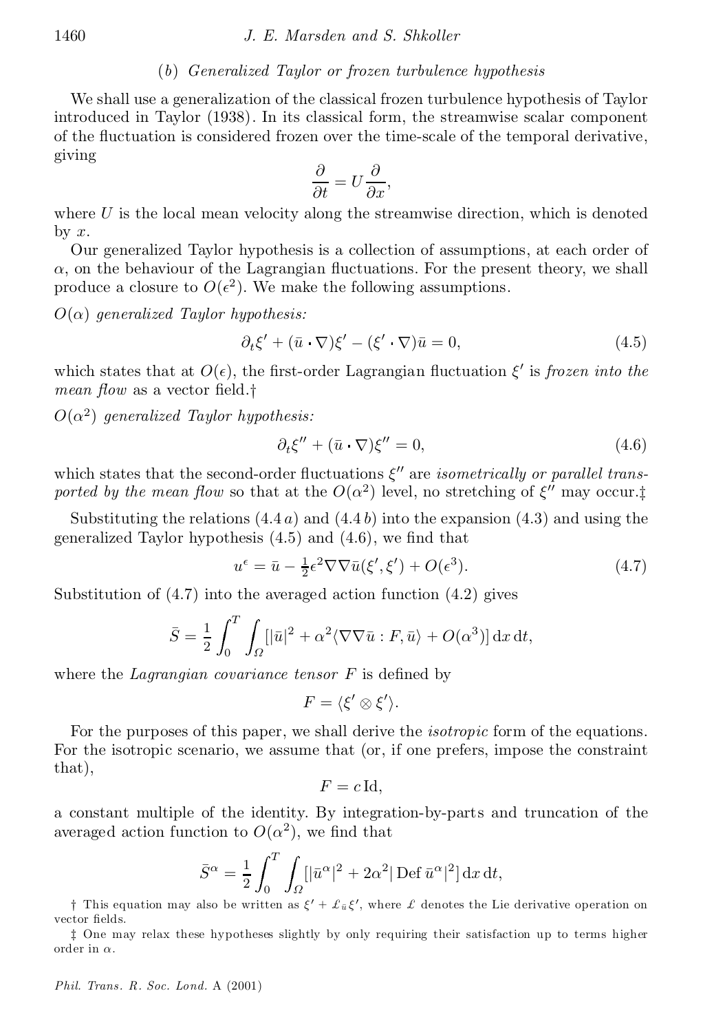### (b) *Generalized Taylor or frozen turbulence hypothesis*

We shall use a generalization of the classical frozen turbulence hypothesis of Taylor introduced in Taylor (1938). In its classical form, the streamwise scalar component of the fluctuation is considered frozen over the time-scale of the temporal derivative, giving

$$\frac{\partial}{\partial t} = U \frac{\partial}{\partial x},$$

where $U$ is the local mean velocity along the streamwise direction, which is denoted by $x$.

Our generalized Taylor hypothesis is a collection of assumptions, at each order of $\alpha$, on the behaviour of the Lagrangian fluctuations. For the present theory, we shall produce a closure to $O(\epsilon^2)$. We make the following assumptions.

*$O(\alpha)$ generalized Taylor hypothesis:*

$$\partial_t \xi' + (\bar{u} \cdot \nabla)\xi' - (\xi' \cdot \nabla)\bar{u} = 0, \tag{4.5}$$

which states that at $O(\epsilon)$, the first-order Lagrangian fluctuation $\xi'$ is *frozen into the mean flow* as a vector field.†

*$O(\alpha^2)$ generalized Taylor hypothesis:*

$$\partial_t \xi'' + (\bar{u} \cdot \nabla)\xi'' = 0, \tag{4.6}$$

which states that the second-order fluctuations $\xi''$ are *isometrically or parallel transported by the mean flow* so that at the $O(\alpha^2)$ level, no stretching of $\xi''$ may occur.‡

Substituting the relations (4.4 *a*) and (4.4 *b*) into the expansion (4.3) and using the generalized Taylor hypothesis (4.5) and (4.6), we find that

$$u^\epsilon = \bar{u} - \tfrac{1}{2}\epsilon^2 \nabla\nabla\bar{u}(\xi', \xi') + O(\epsilon^3). \tag{4.7}$$

Substitution of (4.7) into the averaged action function (4.2) gives

$$\bar{S} = \frac{1}{2}\int_0^T \int_\Omega [|\bar{u}|^2 + \alpha^2 \langle \nabla\nabla\bar{u} : F, \bar{u}\rangle + O(\alpha^3)]\, \mathrm{d}x\, \mathrm{d}t,$$

where the *Lagrangian covariance tensor* $F$ is defined by

$$F = \langle \xi' \otimes \xi' \rangle.$$

For the purposes of this paper, we shall derive the *isotropic* form of the equations. For the isotropic scenario, we assume that (or, if one prefers, impose the constraint that),

$$F = c\, \mathrm{Id},$$

a constant multiple of the identity. By integration-by-parts and truncation of the averaged action function to $O(\alpha^2)$, we find that

$$\bar{S}^\alpha = \frac{1}{2}\int_0^T \int_\Omega [|\bar{u}^\alpha|^2 + 2\alpha^2 |\operatorname{Def} \bar{u}^\alpha|^2]\, \mathrm{d}x\, \mathrm{d}t,$$

† This equation may also be written as $\xi' + \pounds_{\bar{u}}\xi'$, where $\pounds$ denotes the Lie derivative operation on vector fields.

‡ One may relax these hypotheses slightly by only requiring their satisfaction up to terms higher order in $\alpha$.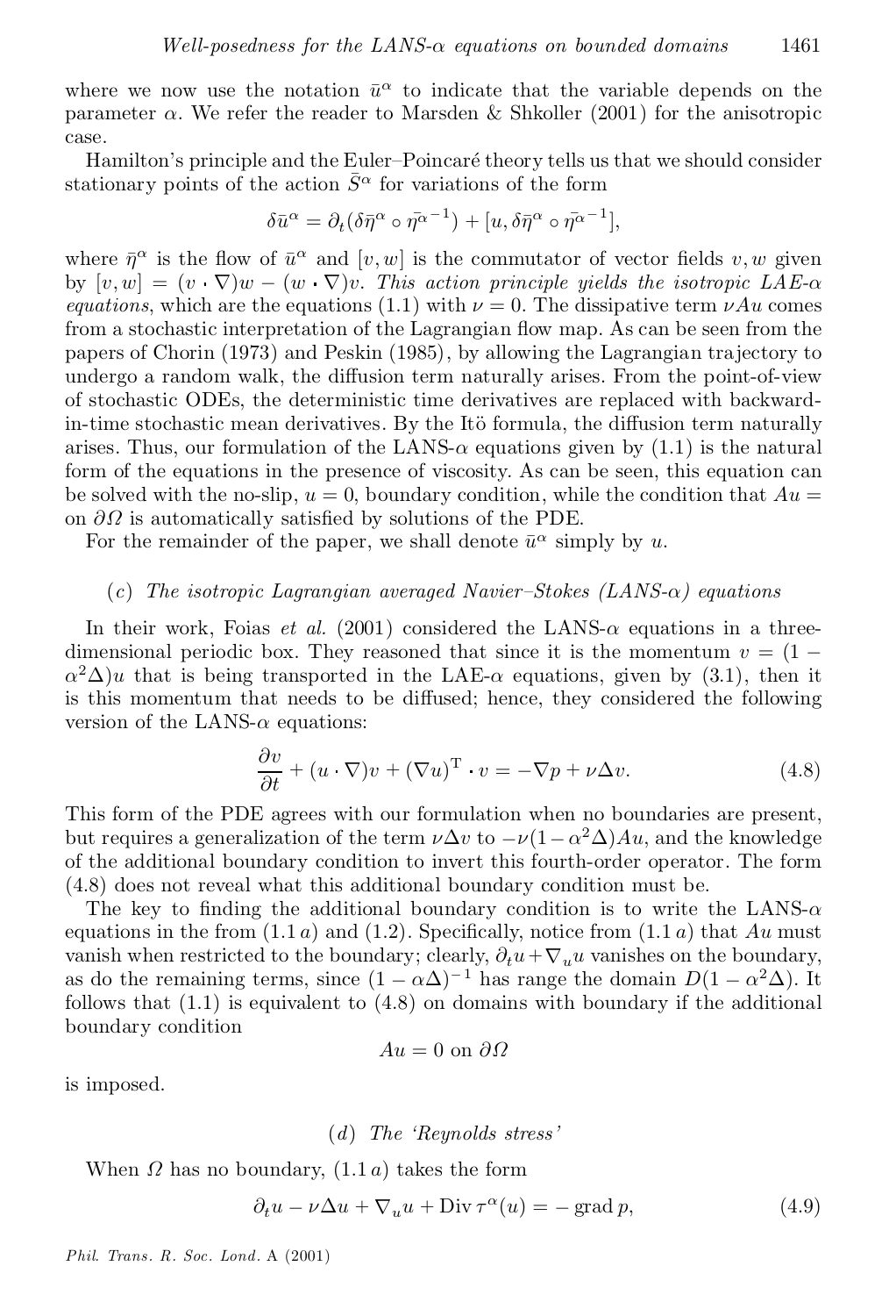where we now use the notation $\bar{u}^\alpha$ to indicate that the variable depends on the parameter $\alpha$. We refer the reader to Marsden & Shkoller (2001) for the anisotropic case.

Hamilton's principle and the Euler–Poincaré theory tells us that we should consider stationary points of the action $\bar{S}^\alpha$ for variations of the form

$$\delta \bar{u}^\alpha = \partial_t(\delta\bar{\eta}^\alpha \circ \bar{\eta}^{\alpha^{-1}}) + [u, \delta\bar{\eta}^\alpha \circ \bar{\eta}^{\alpha^{-1}}],$$

where $\bar{\eta}^\alpha$ is the flow of $\bar{u}^\alpha$ and $[v, w]$ is the commutator of vector fields $v, w$ given by $[v, w] = (v \cdot \nabla)w - (w \cdot \nabla)v$. *This action principle yields the isotropic LAE-$\alpha$ equations*, which are the equations (1.1) with $\nu = 0$. The dissipative term $\nu A u$ comes from a stochastic interpretation of the Lagrangian flow map. As can be seen from the papers of Chorin (1973) and Peskin (1985), by allowing the Lagrangian trajectory to undergo a random walk, the diffusion term naturally arises. From the point-of-view of stochastic ODEs, the deterministic time derivatives are replaced with backward-in-time stochastic mean derivatives. By the Itö formula, the diffusion term naturally arises. Thus, our formulation of the LANS-$\alpha$ equations given by (1.1) is the natural form of the equations in the presence of viscosity. As can be seen, this equation can be solved with the no-slip, $u = 0$, boundary condition, while the condition that $Au =$ on $\partial\Omega$ is automatically satisfied by solutions of the PDE.

For the remainder of the paper, we shall denote $\bar{u}^\alpha$ simply by $u$.

### (*c*) *The isotropic Lagrangian averaged Navier–Stokes (LANS-$\alpha$) equations*

In their work, Foias *et al.* (2001) considered the LANS-$\alpha$ equations in a three-dimensional periodic box. They reasoned that since it is the momentum $v = (1 - \alpha^2\Delta)u$ that is being transported in the LAE-$\alpha$ equations, given by (3.1), then it is this momentum that needs to be diffused; hence, they considered the following version of the LANS-$\alpha$ equations:

$$\frac{\partial v}{\partial t} + (u \cdot \nabla)v + (\nabla u)^{\mathrm{T}} \cdot v = -\nabla p + \nu\Delta v. \tag{4.8}$$

This form of the PDE agrees with our formulation when no boundaries are present, but requires a generalization of the term $\nu\Delta v$ to $-\nu(1 - \alpha^2\Delta)Au$, and the knowledge of the additional boundary condition to invert this fourth-order operator. The form (4.8) does not reveal what this additional boundary condition must be.

The key to finding the additional boundary condition is to write the LANS-$\alpha$ equations in the from (1.1 *a*) and (1.2). Specifically, notice from (1.1 *a*) that $Au$ must vanish when restricted to the boundary; clearly, $\partial_t u + \nabla_u u$ vanishes on the boundary, as do the remaining terms, since $(1 - \alpha\Delta)^{-1}$ has range the domain $D(1 - \alpha^2\Delta)$. It follows that (1.1) is equivalent to (4.8) on domains with boundary if the additional boundary condition

$$Au = 0 \text{ on } \partial\Omega$$

is imposed.

### (*d*) *The 'Reynolds stress'*

When $\Omega$ has no boundary, (1.1 *a*) takes the form

$$\partial_t u - \nu\Delta u + \nabla_u u + \operatorname{Div} \tau^\alpha(u) = -\operatorname{grad} p, \tag{4.9}$$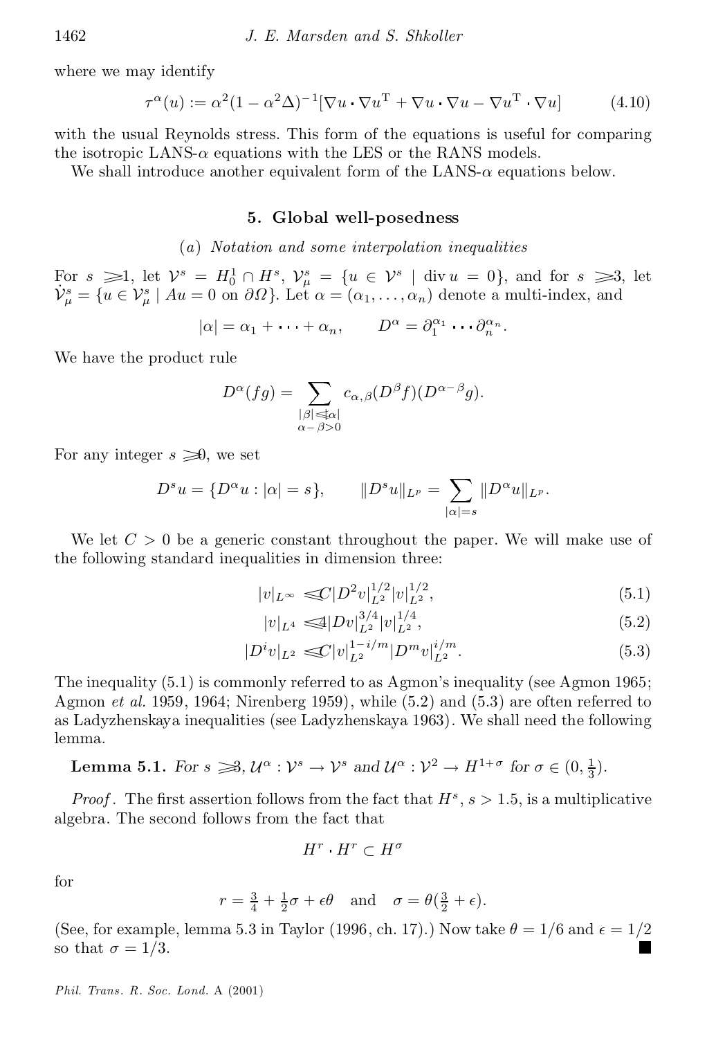where we may identify

$$\tau^\alpha(u) := \alpha^2(1-\alpha^2\Delta)^{-1}[\nabla u \cdot \nabla u^{\mathrm{T}} + \nabla u \cdot \nabla u - \nabla u^{\mathrm{T}} \cdot \nabla u] \tag{4.10}$$

with the usual Reynolds stress. This form of the equations is useful for comparing the isotropic LANS-$\alpha$ equations with the LES or the RANS models.

We shall introduce another equivalent form of the LANS-$\alpha$ equations below.

## 5. Global well-posedness

### (a) *Notation and some interpolation inequalities*

For $s \geqslant 1$, let $\mathcal{V}^s = H_0^1 \cap H^s$, $\mathcal{V}_\mu^s = \{u \in \mathcal{V}^s \mid \operatorname{div} u = 0\}$, and for $s \geqslant 3$, let $\dot{\mathcal{V}}_\mu^s = \{u \in \mathcal{V}_\mu^s \mid Au = 0 \text{ on } \partial\Omega\}$. Let $\alpha = (\alpha_1, \dots, \alpha_n)$ denote a multi-index, and

$$|\alpha| = \alpha_1 + \cdots + \alpha_n, \qquad D^\alpha = \partial_1^{\alpha_1} \cdots \partial_n^{\alpha_n}.$$

We have the product rule

$$D^\alpha(fg) = \sum_{\substack{|\beta| \leqslant |\alpha| \\ \alpha - \beta > 0}} c_{\alpha,\beta}(D^\beta f)(D^{\alpha-\beta} g).$$

For any integer $s \geqslant 0$, we set

$$D^s u = \{D^\alpha u : |\alpha| = s\}, \qquad \|D^s u\|_{L^p} = \sum_{|\alpha|=s} \|D^\alpha u\|_{L^p}.$$

We let $C > 0$ be a generic constant throughout the paper. We will make use of the following standard inequalities in dimension three:

$$|v|_{L^\infty} \leqslant C|D^2 v|_{L^2}^{1/2} |v|_{L^2}^{1/2}, \tag{5.1}$$

$$|v|_{L^4} \leqslant 4|Dv|_{L^2}^{3/4} |v|_{L^2}^{1/4}, \tag{5.2}$$

$$|D^i v|_{L^2} \leqslant C|v|_{L^2}^{1-i/m} |D^m v|_{L^2}^{i/m}. \tag{5.3}$$

The inequality (5.1) is commonly referred to as Agmon's inequality (see Agmon 1965; Agmon *et al.* 1959, 1964; Nirenberg 1959), while (5.2) and (5.3) are often referred to as Ladyzhenskaya inequalities (see Ladyzhenskaya 1963). We shall need the following lemma.

**Lemma 5.1.** *For $s \geqslant 3$, $\mathcal{U}^\alpha : \mathcal{V}^s \to \mathcal{V}^s$ and $\mathcal{U}^\alpha : \mathcal{V}^2 \to H^{1+\sigma}$ for $\sigma \in (0, \frac{1}{3})$.*

*Proof.* The first assertion follows from the fact that $H^s$, $s > 1.5$, is a multiplicative algebra. The second follows from the fact that

$$H^r \cdot H^r \subset H^\sigma$$

for

$$r = \tfrac{3}{4} + \tfrac{1}{2}\sigma + \epsilon\theta \quad \text{and} \quad \sigma = \theta(\tfrac{3}{2} + \epsilon).$$

(See, for example, lemma 5.3 in Taylor (1996, ch. 17).) Now take $\theta = 1/6$ and $\epsilon = 1/2$ so that $\sigma = 1/3$. ∎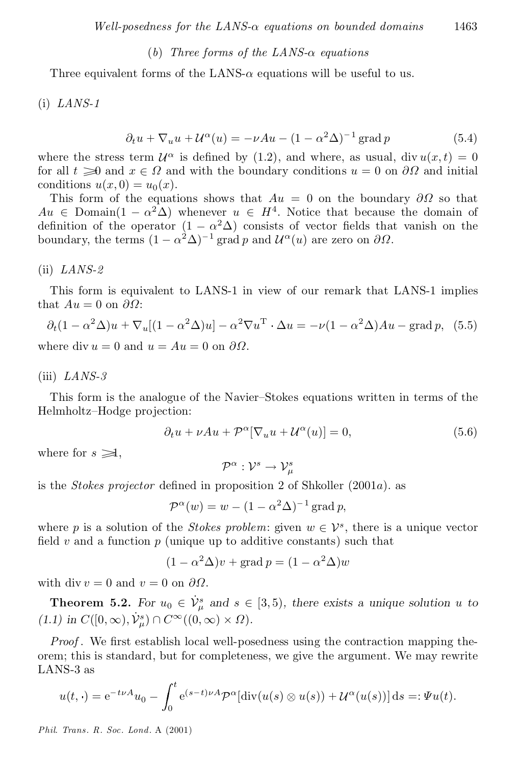*(b) Three forms of the LANS-$\alpha$ equations*

Three equivalent forms of the LANS-$\alpha$ equations will be useful to us.

(i) *LANS-1*

$$\partial_t u + \nabla_u u + \mathcal{U}^\alpha(u) = -\nu A u - (1-\alpha^2\Delta)^{-1} \operatorname{grad} p \tag{5.4}$$

where the stress term $\mathcal{U}^\alpha$ is defined by (1.2), and where, as usual, $\operatorname{div} u(x,t) = 0$ for all $t \geqslant 0$ and $x \in \Omega$ and with the boundary conditions $u = 0$ on $\partial\Omega$ and initial conditions $u(x,0) = u_0(x)$.

This form of the equations shows that $Au = 0$ on the boundary $\partial\Omega$ so that $Au \in \operatorname{Domain}(1-\alpha^2\Delta)$ whenever $u \in H^4$. Notice that because the domain of definition of the operator $(1-\alpha^2\Delta)$ consists of vector fields that vanish on the boundary, the terms $(1-\alpha^2\Delta)^{-1}\operatorname{grad} p$ and $\mathcal{U}^\alpha(u)$ are zero on $\partial\Omega$.

(ii) *LANS-2*

This form is equivalent to LANS-1 in view of our remark that LANS-1 implies that $Au = 0$ on $\partial\Omega$:

$$\partial_t(1-\alpha^2\Delta)u + \nabla_u[(1-\alpha^2\Delta)u] - \alpha^2 \nabla u^{\mathrm{T}} \cdot \Delta u = -\nu(1-\alpha^2\Delta)Au - \operatorname{grad} p, \tag{5.5}$$

where $\operatorname{div} u = 0$ and $u = Au = 0$ on $\partial\Omega$.

(iii) *LANS-3*

This form is the analogue of the Navier–Stokes equations written in terms of the Helmholtz–Hodge projection:

$$\partial_t u + \nu A u + \mathcal{P}^\alpha[\nabla_u u + \mathcal{U}^\alpha(u)] = 0, \tag{5.6}$$

where for $s \geqslant 1$,

$$\mathcal{P}^\alpha : \mathcal{V}^s \to \mathcal{V}^s_\mu$$

is the *Stokes projector* defined in proposition 2 of Shkoller (2001*a*). as

$$\mathcal{P}^\alpha(w) = w - (1-\alpha^2\Delta)^{-1}\operatorname{grad} p,$$

where $p$ is a solution of the *Stokes problem*: given $w \in \mathcal{V}^s$, there is a unique vector field $v$ and a function $p$ (unique up to additive constants) such that

$$(1-\alpha^2\Delta)v + \operatorname{grad} p = (1-\alpha^2\Delta)w$$

with $\operatorname{div} v = 0$ and $v = 0$ on $\partial\Omega$.

**Theorem 5.2.** *For $u_0 \in \dot{\mathcal{V}}^s_\mu$ and $s \in [3,5)$, there exists a unique solution $u$ to (1.1) in $C([0,\infty), \dot{\mathcal{V}}^s_\mu) \cap C^\infty((0,\infty)\times\Omega)$.*

*Proof*. We first establish local well-posedness using the contraction mapping theorem; this is standard, but for completeness, we give the argument. We may rewrite LANS-3 as

$$u(t,\cdot) = \mathrm{e}^{-t\nu A}u_0 - \int_0^t \mathrm{e}^{(s-t)\nu A}\mathcal{P}^\alpha[\operatorname{div}(u(s)\otimes u(s)) + \mathcal{U}^\alpha(u(s))]\,\mathrm{d}s =: \Psi u(t).$$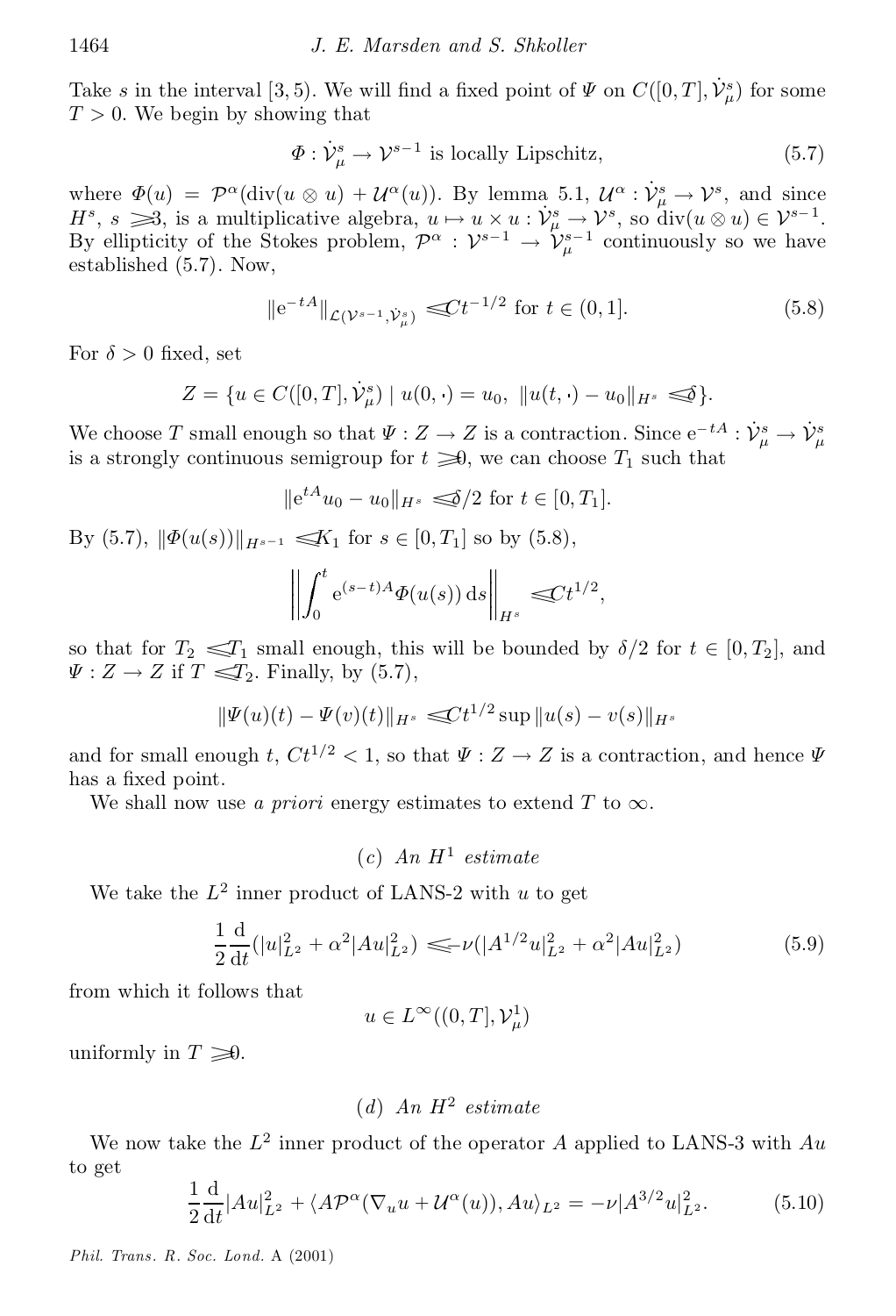Take $s$ in the interval $[3, 5)$. We will find a fixed point of $\Psi$ on $C([0, T], \dot{\mathcal{V}}^s_\mu)$ for some $T > 0$. We begin by showing that

$$\Phi : \dot{\mathcal{V}}^s_\mu \to \mathcal{V}^{s-1} \text{ is locally Lipschitz,} \tag{5.7}$$

where $\Phi(u) = \mathcal{P}^\alpha(\operatorname{div}(u \otimes u) + \mathcal{U}^\alpha(u))$. By lemma 5.1, $\mathcal{U}^\alpha : \dot{\mathcal{V}}^s_\mu \to \mathcal{V}^s$, and since $H^s$, $s \geqslant 3$, is a multiplicative algebra, $u \mapsto u \times u : \dot{\mathcal{V}}^s_\mu \to \mathcal{V}^s$, so $\operatorname{div}(u \otimes u) \in \mathcal{V}^{s-1}$. By ellipticity of the Stokes problem, $\mathcal{P}^\alpha : \mathcal{V}^{s-1} \to \dot{\mathcal{V}}^{s-1}_\mu$ continuously so we have established (5.7). Now,

$$\|\mathrm{e}^{-tA}\|_{\mathcal{L}(\mathcal{V}^{s-1}, \dot{\mathcal{V}}^s_\mu)} \leqslant C t^{-1/2} \text{ for } t \in (0, 1]. \tag{5.8}$$

For $\delta > 0$ fixed, set

$$Z = \{u \in C([0, T], \dot{\mathcal{V}}^s_\mu) \mid u(0, \cdot) = u_0,\ \|u(t, \cdot) - u_0\|_{H^s} \leqslant \delta\}.$$

We choose $T$ small enough so that $\Psi : Z \to Z$ is a contraction. Since $\mathrm{e}^{-tA} : \dot{\mathcal{V}}^s_\mu \to \dot{\mathcal{V}}^s_\mu$ is a strongly continuous semigroup for $t \geqslant 0$, we can choose $T_1$ such that

$$\|\mathrm{e}^{tA} u_0 - u_0\|_{H^s} \leqslant \delta/2 \text{ for } t \in [0, T_1].$$

By (5.7), $\|\Phi(u(s))\|_{H^{s-1}} \leqslant K_1$ for $s \in [0, T_1]$ so by (5.8),

$$\left\| \int_0^t \mathrm{e}^{(s-t)A} \Phi(u(s))\, \mathrm{d}s \right\|_{H^s} \leqslant C t^{1/2},$$

so that for $T_2 \leqslant T_1$ small enough, this will be bounded by $\delta/2$ for $t \in [0, T_2]$, and $\Psi : Z \to Z$ if $T \leqslant T_2$. Finally, by (5.7),

$$\|\Psi(u)(t) - \Psi(v)(t)\|_{H^s} \leqslant C t^{1/2} \sup \|u(s) - v(s)\|_{H^s}$$

and for small enough $t$, $Ct^{1/2} < 1$, so that $\Psi : Z \to Z$ is a contraction, and hence $\Psi$ has a fixed point.

We shall now use *a priori* energy estimates to extend $T$ to $\infty$.

### (c) *An $H^1$ estimate*

We take the $L^2$ inner product of LANS-2 with $u$ to get

$$\frac{1}{2} \frac{\mathrm{d}}{\mathrm{d}t} (|u|^2_{L^2} + \alpha^2 |Au|^2_{L^2}) \leqslant -\nu (|A^{1/2} u|^2_{L^2} + \alpha^2 |Au|^2_{L^2}) \tag{5.9}$$

from which it follows that

$$u \in L^\infty((0, T], \mathcal{V}^1_\mu)$$

uniformly in $T \geqslant 0$.

### (d) *An $H^2$ estimate*

We now take the $L^2$ inner product of the operator $A$ applied to LANS-3 with $Au$ to get

$$\frac{1}{2} \frac{\mathrm{d}}{\mathrm{d}t} |Au|^2_{L^2} + \langle A \mathcal{P}^\alpha (\nabla_u u + \mathcal{U}^\alpha(u)), Au \rangle_{L^2} = -\nu |A^{3/2} u|^2_{L^2}. \tag{5.10}$$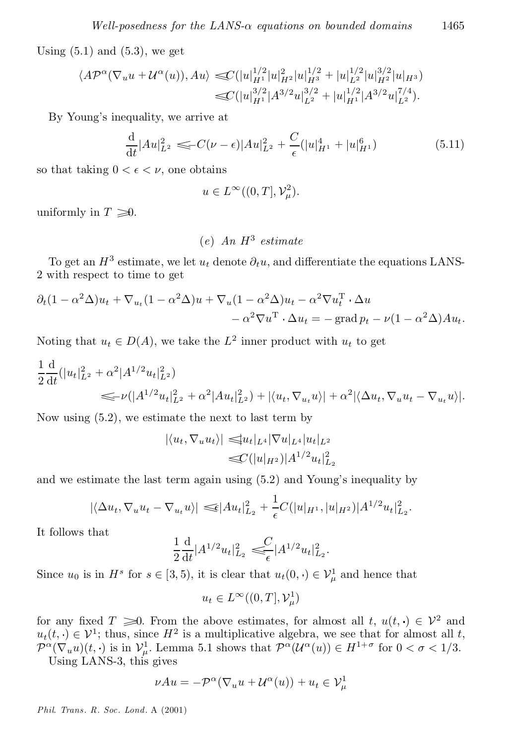Using (5.1) and (5.3), we get

$$\langle A\mathcal{P}^\alpha(\nabla_u u + \mathcal{U}^\alpha(u)), Au\rangle \leqslant C(|u|_{H^1}^{1/2}|u|_{H^2}^2|u|_{H^3}^{1/2} + |u|_{L^2}^{1/2}|u|_{H^2}^{3/2}|u|_{H^3})$$
$$\leqslant C(|u|_{H^1}^{3/2}|A^{3/2}u|_{L^2}^{3/2} + |u|_{H^1}^{1/2}|A^{3/2}u|_{L^2}^{7/4}).$$

By Young's inequality, we arrive at

$$\frac{\mathrm{d}}{\mathrm{d}t}|Au|_{L^2}^2 \leqslant -C(\nu - \epsilon)|Au|_{L^2}^2 + \frac{C}{\epsilon}(|u|_{H^1}^4 + |u|_{H^1}^6) \tag{5.11}$$

so that taking $0 < \epsilon < \nu$, one obtains

$$u \in L^\infty((0,T], \mathcal{V}_\mu^2).$$

uniformly in $T \geqslant 0$.

### (e) An $H^3$ estimate

To get an $H^3$ estimate, we let $u_t$ denote $\partial_t u$, and differentiate the equations LANS-2 with respect to time to get

$$\partial_t(1-\alpha^2\Delta)u_t + \nabla_{u_t}(1-\alpha^2\Delta)u + \nabla_u(1-\alpha^2\Delta)u_t - \alpha^2\nabla u_t^{\mathrm{T}}\cdot\Delta u$$
$$- \alpha^2\nabla u^{\mathrm{T}}\cdot\Delta u_t = -\operatorname{grad} p_t - \nu(1-\alpha^2\Delta)Au_t.$$

Noting that $u_t \in D(A)$, we take the $L^2$ inner product with $u_t$ to get

$$\frac{1}{2}\frac{\mathrm{d}}{\mathrm{d}t}(|u_t|_{L^2}^2 + \alpha^2|A^{1/2}u_t|_{L^2}^2)$$
$$\leqslant -\nu(|A^{1/2}u_t|_{L^2}^2 + \alpha^2|Au_t|_{L^2}^2) + |\langle u_t, \nabla_{u_t}u\rangle| + \alpha^2|\langle\Delta u_t, \nabla_u u_t - \nabla_{u_t}u\rangle|.$$

Now using (5.2), we estimate the next to last term by

$$|\langle u_t, \nabla_u u_t\rangle| \leqslant |u_t|_{L^4}|\nabla u|_{L^4}|u_t|_{L^2}$$
$$\leqslant C(|u|_{H^2})|A^{1/2}u_t|_{L_2}^2$$

and we estimate the last term again using (5.2) and Young's inequality by

$$|\langle\Delta u_t, \nabla_u u_t - \nabla_{u_t}u\rangle| \leqslant \epsilon|Au_t|_{L_2}^2 + \frac{1}{\epsilon}C(|u|_{H^1}, |u|_{H^2})|A^{1/2}u_t|_{L_2}^2.$$

It follows that

$$\frac{1}{2}\frac{\mathrm{d}}{\mathrm{d}t}|A^{1/2}u_t|_{L_2}^2 \leqslant \frac{C}{\epsilon}|A^{1/2}u_t|_{L_2}^2.$$

Since $u_0$ is in $H^s$ for $s \in [3,5)$, it is clear that $u_t(0,\cdot) \in \mathcal{V}_\mu^1$ and hence that

$$u_t \in L^\infty((0,T], \mathcal{V}_\mu^1)$$

for any fixed $T \geqslant 0$. From the above estimates, for almost all $t$, $u(t,\cdot) \in \mathcal{V}^2$ and $u_t(t,\cdot) \in \mathcal{V}^1$; thus, since $H^2$ is a multiplicative algebra, we see that for almost all $t$, $\mathcal{P}^\alpha(\nabla_u u)(t,\cdot)$ is in $\mathcal{V}_\mu^1$. Lemma 5.1 shows that $\mathcal{P}^\alpha(\mathcal{U}^\alpha(u)) \in H^{1+\sigma}$ for $0 < \sigma < 1/3$.

Using LANS-3, this gives

$$\nu Au = -\mathcal{P}^\alpha(\nabla_u u + \mathcal{U}^\alpha(u)) + u_t \in \mathcal{V}_\mu^1$$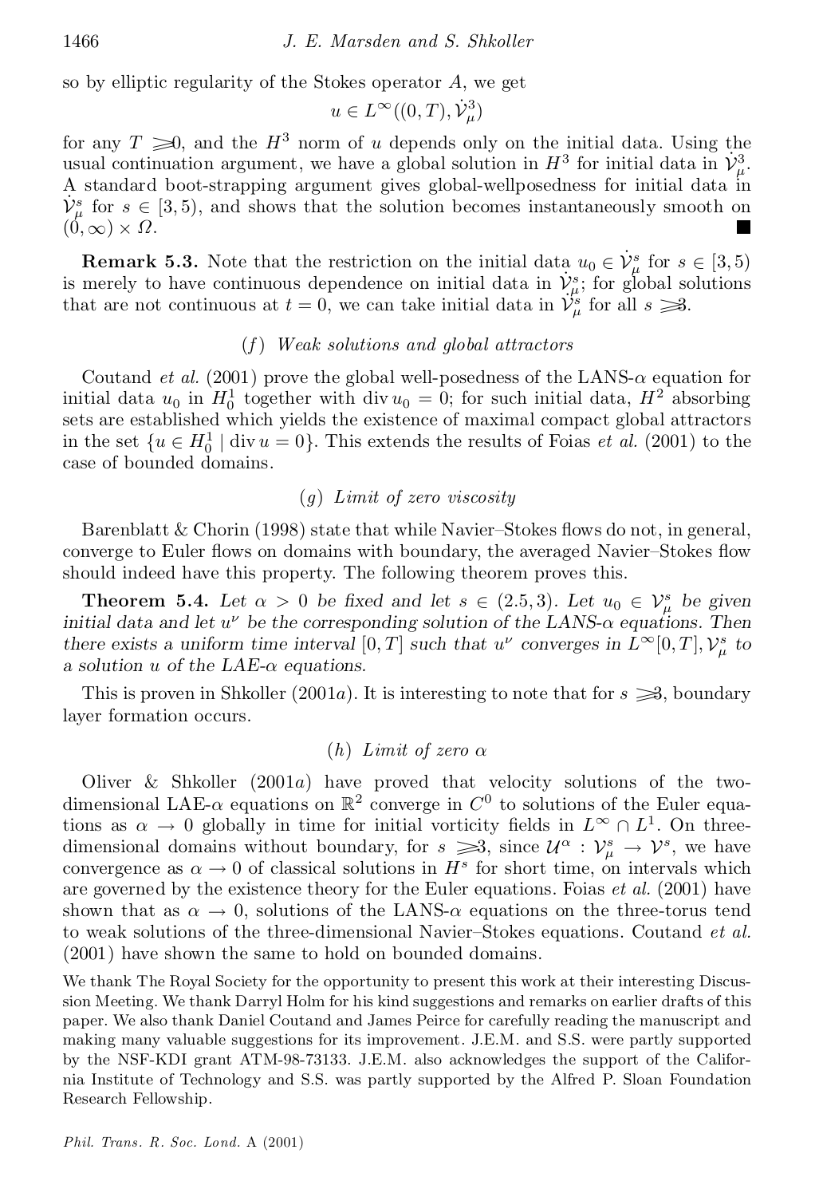so by elliptic regularity of the Stokes operator $A$, we get

$$u \in L^\infty((0,T), \dot{\mathcal{V}}_\mu^3)$$

for any $T \geqslant 0$, and the $H^3$ norm of $u$ depends only on the initial data. Using the usual continuation argument, we have a global solution in $H^3$ for initial data in $\dot{\mathcal{V}}_\mu^3$. A standard boot-strapping argument gives global-wellposedness for initial data in $\dot{\mathcal{V}}_\mu^s$ for $s \in [3,5)$, and shows that the solution becomes instantaneously smooth on $(0,\infty) \times \Omega$. ∎

**Remark 5.3.** Note that the restriction on the initial data $u_0 \in \dot{\mathcal{V}}_\mu^s$ for $s \in [3,5)$ is merely to have continuous dependence on initial data in $\dot{\mathcal{V}}_\mu^s$; for global solutions that are not continuous at $t = 0$, we can take initial data in $\dot{\mathcal{V}}_\mu^s$ for all $s \geqslant 3$.

### (*f*) *Weak solutions and global attractors*

Coutand *et al.* (2001) prove the global well-posedness of the LANS-$\alpha$ equation for initial data $u_0$ in $H_0^1$ together with $\operatorname{div} u_0 = 0$; for such initial data, $H^2$ absorbing sets are established which yields the existence of maximal compact global attractors in the set $\{u \in H_0^1 \mid \operatorname{div} u = 0\}$. This extends the results of Foias *et al.* (2001) to the case of bounded domains.

### (*g*) *Limit of zero viscosity*

Barenblatt & Chorin (1998) state that while Navier–Stokes flows do not, in general, converge to Euler flows on domains with boundary, the averaged Navier–Stokes flow should indeed have this property. The following theorem proves this.

**Theorem 5.4.** *Let $\alpha > 0$ be fixed and let $s \in (2.5, 3)$. Let $u_0 \in \mathcal{V}_\mu^s$ be given initial data and let $u^\nu$ be the corresponding solution of the LANS-$\alpha$ equations. Then there exists a uniform time interval $[0,T]$ such that $u^\nu$ converges in $L^\infty[0,T], \mathcal{V}_\mu^s$ to a solution $u$ of the LAE-$\alpha$ equations.*

This is proven in Shkoller (2001*a*). It is interesting to note that for $s \geqslant 3$, boundary layer formation occurs.

### (*h*) *Limit of zero $\alpha$*

Oliver & Shkoller (2001*a*) have proved that velocity solutions of the two-dimensional LAE-$\alpha$ equations on $\mathbb{R}^2$ converge in $C^0$ to solutions of the Euler equations as $\alpha \to 0$ globally in time for initial vorticity fields in $L^\infty \cap L^1$. On three-dimensional domains without boundary, for $s \geqslant 3$, since $\mathcal{U}^\alpha : \mathcal{V}_\mu^s \to \mathcal{V}^s$, we have convergence as $\alpha \to 0$ of classical solutions in $H^s$ for short time, on intervals which are governed by the existence theory for the Euler equations. Foias *et al.* (2001) have shown that as $\alpha \to 0$, solutions of the LANS-$\alpha$ equations on the three-torus tend to weak solutions of the three-dimensional Navier–Stokes equations. Coutand *et al.* (2001) have shown the same to hold on bounded domains.

We thank The Royal Society for the opportunity to present this work at their interesting Discussion Meeting. We thank Darryl Holm for his kind suggestions and remarks on earlier drafts of this paper. We also thank Daniel Coutand and James Peirce for carefully reading the manuscript and making many valuable suggestions for its improvement. J.E.M. and S.S. were partly supported by the NSF-KDI grant ATM-98-73133. J.E.M. also acknowledges the support of the California Institute of Technology and S.S. was partly supported by the Alfred P. Sloan Foundation Research Fellowship.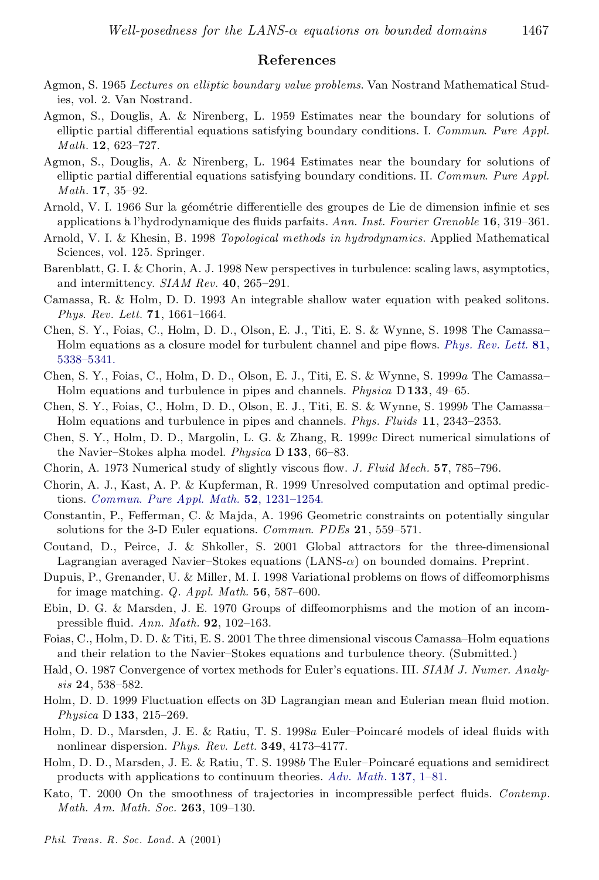## References

Agmon, S. 1965 *Lectures on elliptic boundary value problems*. Van Nostrand Mathematical Studies, vol. 2. Van Nostrand.

Agmon, S., Douglis, A. & Nirenberg, L. 1959 Estimates near the boundary for solutions of elliptic partial differential equations satisfying boundary conditions. I. *Commun. Pure Appl. Math.* **12**, 623–727.

Agmon, S., Douglis, A. & Nirenberg, L. 1964 Estimates near the boundary for solutions of elliptic partial differential equations satisfying boundary conditions. II. *Commun. Pure Appl. Math.* **17**, 35–92.

Arnold, V. I. 1966 Sur la géométrie differentielle des groupes de Lie de dimension infinie et ses applications à l'hydrodynamique des fluids parfaits. *Ann. Inst. Fourier Grenoble* **16**, 319–361.

Arnold, V. I. & Khesin, B. 1998 *Topological methods in hydrodynamics*. Applied Mathematical Sciences, vol. 125. Springer.

Barenblatt, G. I. & Chorin, A. J. 1998 New perspectives in turbulence: scaling laws, asymptotics, and intermittency. *SIAM Rev.* **40**, 265–291.

Camassa, R. & Holm, D. D. 1993 An integrable shallow water equation with peaked solitons. *Phys. Rev. Lett.* **71**, 1661–1664.

Chen, S. Y., Foias, C., Holm, D. D., Olson, E. J., Titi, E. S. & Wynne, S. 1998 The Camassa–Holm equations as a closure model for turbulent channel and pipe flows. *Phys. Rev. Lett.* **81**, 5338–5341.

Chen, S. Y., Foias, C., Holm, D. D., Olson, E. J., Titi, E. S. & Wynne, S. 1999*a* The Camassa–Holm equations and turbulence in pipes and channels. *Physica* D **133**, 49–65.

Chen, S. Y., Foias, C., Holm, D. D., Olson, E. J., Titi, E. S. & Wynne, S. 1999*b* The Camassa–Holm equations and turbulence in pipes and channels. *Phys. Fluids* **11**, 2343–2353.

Chen, S. Y., Holm, D. D., Margolin, L. G. & Zhang, R. 1999*c* Direct numerical simulations of the Navier–Stokes alpha model. *Physica* D **133**, 66–83.

Chorin, A. 1973 Numerical study of slightly viscous flow. *J. Fluid Mech.* **57**, 785–796.

Chorin, A. J., Kast, A. P. & Kupferman, R. 1999 Unresolved computation and optimal predictions. *Commun. Pure Appl. Math.* **52**, 1231–1254.

Constantin, P., Fefferman, C. & Majda, A. 1996 Geometric constraints on potentially singular solutions for the 3-D Euler equations. *Commun. PDEs* **21**, 559–571.

Coutand, D., Peirce, J. & Shkoller, S. 2001 Global attractors for the three-dimensional Lagrangian averaged Navier–Stokes equations (LANS-$\alpha$) on bounded domains. Preprint.

Dupuis, P., Grenander, U. & Miller, M. I. 1998 Variational problems on flows of diffeomorphisms for image matching. *Q. Appl. Math.* **56**, 587–600.

Ebin, D. G. & Marsden, J. E. 1970 Groups of diffeomorphisms and the motion of an incompressible fluid. *Ann. Math.* **92**, 102–163.

Foias, C., Holm, D. D. & Titi, E. S. 2001 The three dimensional viscous Camassa–Holm equations and their relation to the Navier–Stokes equations and turbulence theory. (Submitted.)

Hald, O. 1987 Convergence of vortex methods for Euler's equations. III. *SIAM J. Numer. Analysis* **24**, 538–582.

Holm, D. D. 1999 Fluctuation effects on 3D Lagrangian mean and Eulerian mean fluid motion. *Physica* D **133**, 215–269.

Holm, D. D., Marsden, J. E. & Ratiu, T. S. 1998*a* Euler–Poincaré models of ideal fluids with nonlinear dispersion. *Phys. Rev. Lett.* **349**, 4173–4177.

Holm, D. D., Marsden, J. E. & Ratiu, T. S. 1998*b* The Euler–Poincaré equations and semidirect products with applications to continuum theories. *Adv. Math.* **137**, 1–81.

Kato, T. 2000 On the smoothness of trajectories in incompressible perfect fluids. *Contemp. Math. Am. Math. Soc.* **263**, 109–130.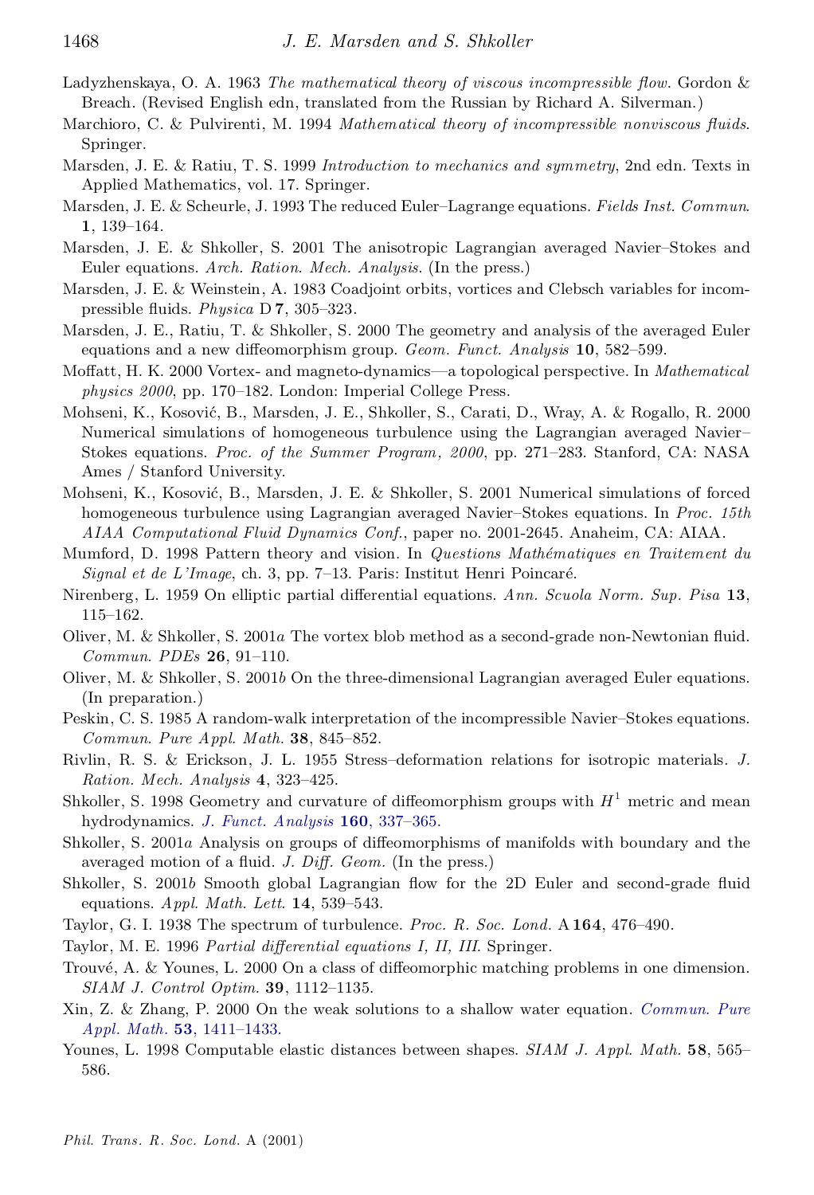Ladyzhenskaya, O. A. 1963 *The mathematical theory of viscous incompressible flow*. Gordon & Breach. (Revised English edn, translated from the Russian by Richard A. Silverman.)

Marchioro, C. & Pulvirenti, M. 1994 *Mathematical theory of incompressible nonviscous fluids*. Springer.

Marsden, J. E. & Ratiu, T. S. 1999 *Introduction to mechanics and symmetry*, 2nd edn. Texts in Applied Mathematics, vol. 17. Springer.

Marsden, J. E. & Scheurle, J. 1993 The reduced Euler–Lagrange equations. *Fields Inst. Commun.* **1**, 139–164.

Marsden, J. E. & Shkoller, S. 2001 The anisotropic Lagrangian averaged Navier–Stokes and Euler equations. *Arch. Ration. Mech. Analysis*. (In the press.)

Marsden, J. E. & Weinstein, A. 1983 Coadjoint orbits, vortices and Clebsch variables for incompressible fluids. *Physica* D **7**, 305–323.

Marsden, J. E., Ratiu, T. & Shkoller, S. 2000 The geometry and analysis of the averaged Euler equations and a new diffeomorphism group. *Geom. Funct. Analysis* **10**, 582–599.

Moffatt, H. K. 2000 Vortex- and magneto-dynamics—a topological perspective. In *Mathematical physics 2000*, pp. 170–182. London: Imperial College Press.

Mohseni, K., Kosović, B., Marsden, J. E., Shkoller, S., Carati, D., Wray, A. & Rogallo, R. 2000 Numerical simulations of homogeneous turbulence using the Lagrangian averaged Navier–Stokes equations. *Proc. of the Summer Program, 2000*, pp. 271–283. Stanford, CA: NASA Ames / Stanford University.

Mohseni, K., Kosović, B., Marsden, J. E. & Shkoller, S. 2001 Numerical simulations of forced homogeneous turbulence using Lagrangian averaged Navier–Stokes equations. In *Proc. 15th AIAA Computational Fluid Dynamics Conf.*, paper no. 2001-2645. Anaheim, CA: AIAA.

Mumford, D. 1998 Pattern theory and vision. In *Questions Mathématiques en Traitement du Signal et de L'Image*, ch. 3, pp. 7–13. Paris: Institut Henri Poincaré.

Nirenberg, L. 1959 On elliptic partial differential equations. *Ann. Scuola Norm. Sup. Pisa* **13**, 115–162.

Oliver, M. & Shkoller, S. 2001*a* The vortex blob method as a second-grade non-Newtonian fluid. *Commun. PDEs* **26**, 91–110.

Oliver, M. & Shkoller, S. 2001*b* On the three-dimensional Lagrangian averaged Euler equations. (In preparation.)

Peskin, C. S. 1985 A random-walk interpretation of the incompressible Navier–Stokes equations. *Commun. Pure Appl. Math.* **38**, 845–852.

Rivlin, R. S. & Erickson, J. L. 1955 Stress–deformation relations for isotropic materials. *J. Ration. Mech. Analysis* **4**, 323–425.

Shkoller, S. 1998 Geometry and curvature of diffeomorphism groups with $H^1$ metric and mean hydrodynamics. *J. Funct. Analysis* **160**, 337–365.

Shkoller, S. 2001*a* Analysis on groups of diffeomorphisms of manifolds with boundary and the averaged motion of a fluid. *J. Diff. Geom.* (In the press.)

Shkoller, S. 2001*b* Smooth global Lagrangian flow for the 2D Euler and second-grade fluid equations. *Appl. Math. Lett.* **14**, 539–543.

Taylor, G. I. 1938 The spectrum of turbulence. *Proc. R. Soc. Lond.* A **164**, 476–490.

Taylor, M. E. 1996 *Partial differential equations I, II, III*. Springer.

Trouvé, A. & Younes, L. 2000 On a class of diffeomorphic matching problems in one dimension. *SIAM J. Control Optim.* **39**, 1112–1135.

Xin, Z. & Zhang, P. 2000 On the weak solutions to a shallow water equation. *Commun. Pure Appl. Math.* **53**, 1411–1433.

Younes, L. 1998 Computable elastic distances between shapes. *SIAM J. Appl. Math.* **58**, 565–586.